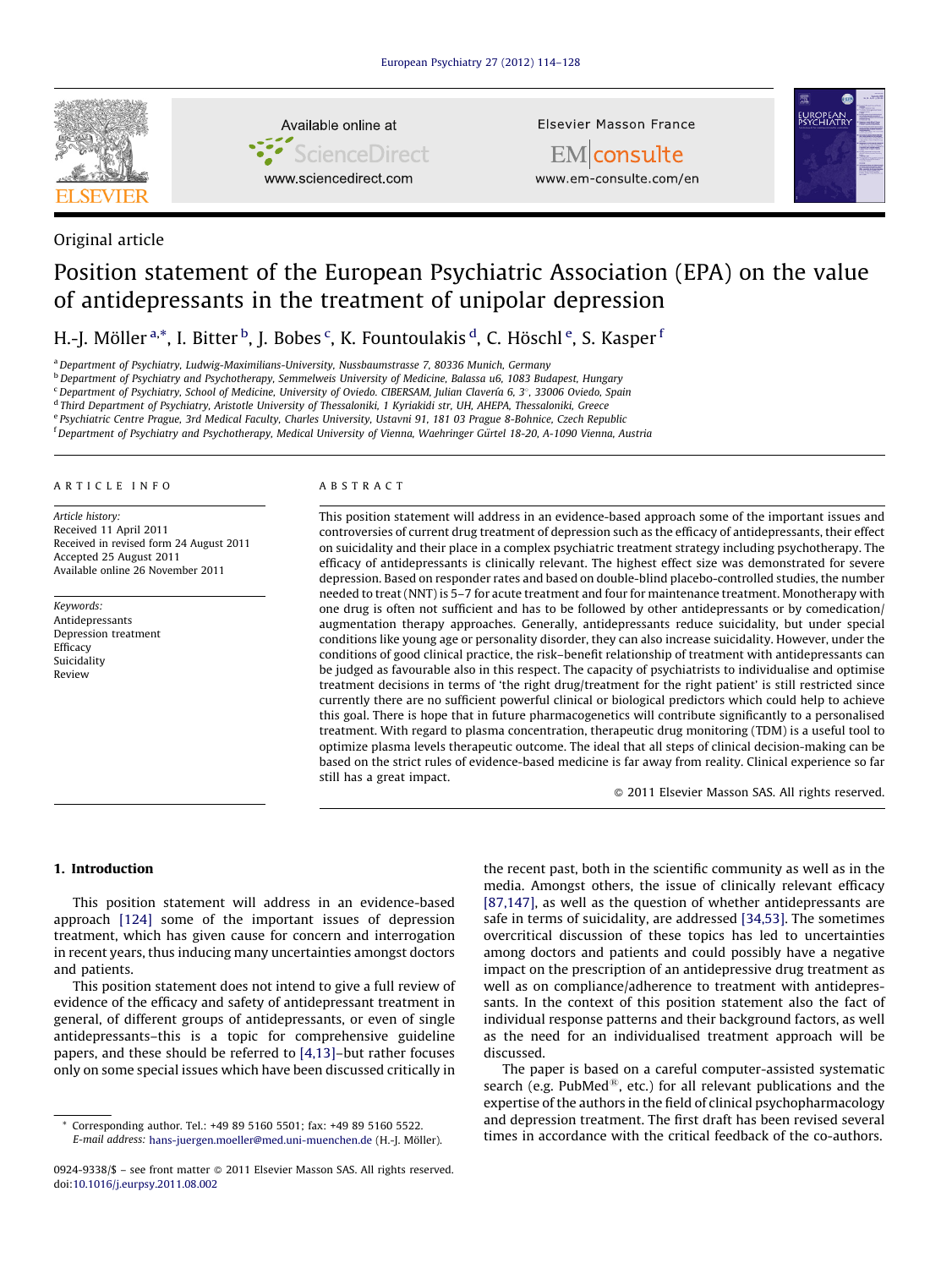Original article

# Position statement of the European Psychiatric Association (EPA) on the value of antidepressants in the treatment of unipolar depression

H.-J. Möller [a,*], I. Bitter [b], J. Bobes [c], K. Fountoulakis [d], C. Höschl [e], S. Kasper [f]

[a] Department of Psychiatry, Ludwig-Maximilians-University, Nussbaumstrasse 7, 80336 Munich, Germany
[b] Department of Psychiatry and Psychotherapy, Semmelweis University of Medicine, Balassa u6, 1083 Budapest, Hungary
[c] Department of Psychiatry, School of Medicine, University of Oviedo. CIBERSAM, Julian Clavería 6, 3°, 33006 Oviedo, Spain
[d] Third Department of Psychiatry, Aristotle University of Thessaloniki, 1 Kyriakidi str, UH, AHEPA, Thessaloniki, Greece
[e] Psychiatric Centre Prague, 3rd Medical Faculty, Charles University, Ustavni 91, 181 03 Prague 8-Bohnice, Czech Republic
[f] Department of Psychiatry and Psychotherapy, Medical University of Vienna, Waehringer Gürtel 18-20, A-1090 Vienna, Austria

## ARTICLE INFO

*Article history:*
Received 11 April 2011
Received in revised form 24 August 2011
Accepted 25 August 2011
Available online 26 November 2011

*Keywords:*
Antidepressants
Depression treatment
Efficacy
Suicidality
Review

## ABSTRACT

This position statement will address in an evidence-based approach some of the important issues and controversies of current drug treatment of depression such as the efficacy of antidepressants, their effect on suicidality and their place in a complex psychiatric treatment strategy including psychotherapy. The efficacy of antidepressants is clinically relevant. The highest effect size was demonstrated for severe depression. Based on responder rates and based on double-blind placebo-controlled studies, the number needed to treat (NNT) is 5–7 for acute treatment and four for maintenance treatment. Monotherapy with one drug is often not sufficient and has to be followed by other antidepressants or by comedication/augmentation therapy approaches. Generally, antidepressants reduce suicidality, but under special conditions like young age or personality disorder, they can also increase suicidality. However, under the conditions of good clinical practice, the risk–benefit relationship of treatment with antidepressants can be judged as favourable also in this respect. The capacity of psychiatrists to individualise and optimise treatment decisions in terms of 'the right drug/treatment for the right patient' is still restricted since currently there are no sufficient powerful clinical or biological predictors which could help to achieve this goal. There is hope that in future pharmacogenetics will contribute significantly to a personalised treatment. With regard to plasma concentration, therapeutic drug monitoring (TDM) is a useful tool to optimize plasma levels therapeutic outcome. The ideal that all steps of clinical decision-making can be based on the strict rules of evidence-based medicine is far away from reality. Clinical experience so far still has a great impact.

© 2011 Elsevier Masson SAS. All rights reserved.

## 1. Introduction

This position statement will address in an evidence-based approach [124] some of the important issues of depression treatment, which has given cause for concern and interrogation in recent years, thus inducing many uncertainties amongst doctors and patients.

This position statement does not intend to give a full review of evidence of the efficacy and safety of antidepressant treatment in general, of different groups of antidepressants, or even of single antidepressants–this is a topic for comprehensive guideline papers, and these should be referred to [4,13]–but rather focuses only on some special issues which have been discussed critically in the recent past, both in the scientific community as well as in the media. Amongst others, the issue of clinically relevant efficacy [87,147], as well as the question of whether antidepressants are safe in terms of suicidality, are addressed [34,53]. The sometimes overcritical discussion of these topics has led to uncertainties among doctors and patients and could possibly have a negative impact on the prescription of an antidepressive drug treatment as well as on compliance/adherence to treatment with antidepressants. In the context of this position statement also the fact of individual response patterns and their background factors, as well as the need for an individualised treatment approach will be discussed.

The paper is based on a careful computer-assisted systematic search (e.g. PubMed®, etc.) for all relevant publications and the expertise of the authors in the field of clinical psychopharmacology and depression treatment. The first draft has been revised several times in accordance with the critical feedback of the co-authors.

* Corresponding author. Tel.: +49 89 5160 5501; fax: +49 89 5160 5522.
*E-mail address:* hans-juergen.moeller@med.uni-muenchen.de (H.-J. Möller).

0924-9338/$ – see front matter © 2011 Elsevier Masson SAS. All rights reserved.
doi:10.1016/j.eurpsy.2011.08.002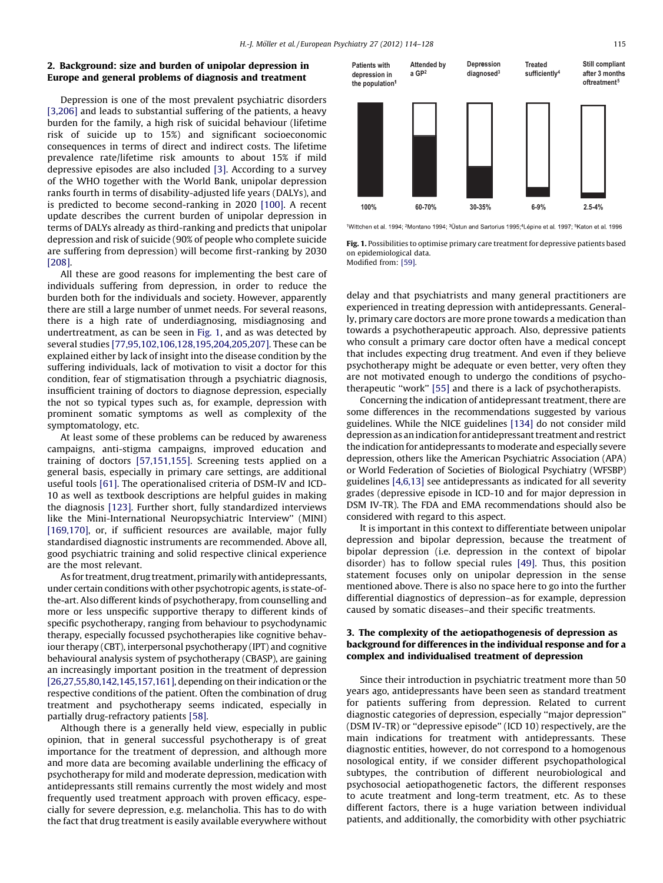## 2. Background: size and burden of unipolar depression in Europe and general problems of diagnosis and treatment

Depression is one of the most prevalent psychiatric disorders [3,206] and leads to substantial suffering of the patients, a heavy burden for the family, a high risk of suicidal behaviour (lifetime risk of suicide up to 15%) and significant socioeconomic consequences in terms of direct and indirect costs. The lifetime prevalence rate/lifetime risk amounts to about 15% if mild depressive episodes are also included [3]. According to a survey of the WHO together with the World Bank, unipolar depression ranks fourth in terms of disability-adjusted life years (DALYs), and is predicted to become second-ranking in 2020 [100]. A recent update describes the current burden of unipolar depression in terms of DALYs already as third-ranking and predicts that unipolar depression and risk of suicide (90% of people who complete suicide are suffering from depression) will become first-ranking by 2030 [208].

All these are good reasons for implementing the best care of individuals suffering from depression, in order to reduce the burden both for the individuals and society. However, apparently there are still a large number of unmet needs. For several reasons, there is a high rate of underdiagnosing, misdiagnosing and undertreatment, as can be seen in Fig. 1, and as was detected by several studies [77,95,102,106,128,195,204,205,207]. These can be explained either by lack of insight into the disease condition by the suffering individuals, lack of motivation to visit a doctor for this condition, fear of stigmatisation through a psychiatric diagnosis, insufficient training of doctors to diagnose depression, especially the not so typical types such as, for example, depression with prominent somatic symptoms as well as complexity of the symptomatology, etc.

At least some of these problems can be reduced by awareness campaigns, anti-stigma campaigns, improved education and training of doctors [57,151,155]. Screening tests applied on a general basis, especially in primary care settings, are additional useful tools [61]. The operationalised criteria of DSM-IV and ICD-10 as well as textbook descriptions are helpful guides in making the diagnosis [123]. Further short, fully standardized interviews like the Mini-International Neuropsychiatric Interview'' (MINI) [169,170], or, if sufficient resources are available, major fully standardised diagnostic instruments are recommended. Above all, good psychiatric training and solid respective clinical experience are the most relevant.

As for treatment, drug treatment, primarily with antidepressants, under certain conditions with other psychotropic agents, is state-of-the-art. Also different kinds of psychotherapy, from counselling and more or less unspecific supportive therapy to different kinds of specific psychotherapy, ranging from behaviour to psychodynamic therapy, especially focussed psychotherapies like cognitive behaviour therapy (CBT), interpersonal psychotherapy (IPT) and cognitive behavioural analysis system of psychotherapy (CBASP), are gaining an increasingly important position in the treatment of depression [26,27,55,80,142,145,157,161], depending on their indication or the respective conditions of the patient. Often the combination of drug treatment and psychotherapy seems indicated, especially in partially drug-refractory patients [58].

Although there is a generally held view, especially in public opinion, that in general successful psychotherapy is of great importance for the treatment of depression, and although more and more data are becoming available underlining the efficacy of psychotherapy for mild and moderate depression, medication with antidepressants still remains currently the most widely and most frequently used treatment approach with proven efficacy, especially for severe depression, e.g. melancholia. This has to do with the fact that drug treatment is easily available everywhere without delay and that psychiatrists and many general practitioners are experienced in treating depression with antidepressants. Generally, primary care doctors are more prone towards a medication than towards a psychotherapeutic approach. Also, depressive patients who consult a primary care doctor often have a medical concept that includes expecting drug treatment. And even if they believe psychotherapy might be adequate or even better, very often they are not motivated enough to undergo the conditions of psychotherapeutic ''work'' [55] and there is a lack of psychotherapists.

| Patients with depression in the population[1] | Attended by a GP[2] | Depression diagnosed[3] | Treated sufficiently[4] | Still compliant after 3 months oftreatment[5] |
|---|---|---|---|---|
| 100% | 60-70% | 30-35% | 6-9% | 2.5-4% |

[1]Wittchen et al. 1994; [2]Montano 1994; [3]Üstun and Sartorius 1995;[4]Lépine et al. 1997; [5]Katon et al. 1996

**Fig. 1.** Possibilities to optimise primary care treatment for depressive patients based on epidemiological data.
Modified from: [59].

Concerning the indication of antidepressant treatment, there are some differences in the recommendations suggested by various guidelines. While the NICE guidelines [134] do not consider mild depression as an indication for antidepressant treatment and restrict the indication for antidepressants to moderate and especially severe depression, others like the American Psychiatric Association (APA) or World Federation of Societies of Biological Psychiatry (WFSBP) guidelines [4,6,13] see antidepressants as indicated for all severity grades (depressive episode in ICD-10 and for major depression in DSM IV-TR). The FDA and EMA recommendations should also be considered with regard to this aspect.

It is important in this context to differentiate between unipolar depression and bipolar depression, because the treatment of bipolar depression (i.e. depression in the context of bipolar disorder) has to follow special rules [49]. Thus, this position statement focuses only on unipolar depression in the sense mentioned above. There is also no space here to go into the further differential diagnostics of depression–as for example, depression caused by somatic diseases–and their specific treatments.

## 3. The complexity of the aetiopathogenesis of depression as background for differences in the individual response and for a complex and individualised treatment of depression

Since their introduction in psychiatric treatment more than 50 years ago, antidepressants have been seen as standard treatment for patients suffering from depression. Related to current diagnostic categories of depression, especially ''major depression'' (DSM IV-TR) or ''depressive episode'' (ICD 10) respectively, are the main indications for treatment with antidepressants. These diagnostic entities, however, do not correspond to a homogenous nosological entity, if we consider different psychopathological subtypes, the contribution of different neurobiological and psychosocial aetiopathogenetic factors, the different responses to acute treatment and long-term treatment, etc. As to these different factors, there is a huge variation between individual patients, and additionally, the comorbidity with other psychiatric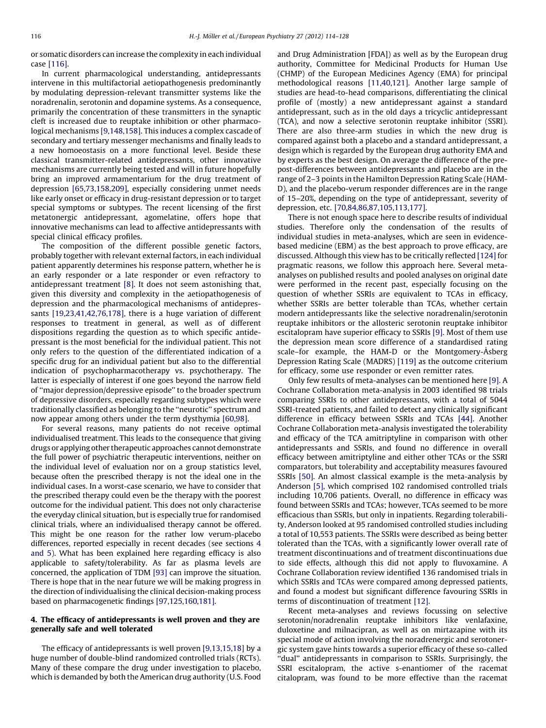or somatic disorders can increase the complexity in each individual case [116].

In current pharmacological understanding, antidepressants intervene in this multifactorial aetiopathogenesis predominantly by modulating depression-relevant transmitter systems like the noradrenalin, serotonin and dopamine systems. As a consequence, primarily the concentration of these transmitters in the synaptic cleft is increased due to reuptake inhibition or other pharmacological mechanisms [9,148,158]. This induces a complex cascade of secondary and tertiary messenger mechanisms and finally leads to a new homoeostasis on a more functional level. Beside these classical transmitter-related antidepressants, other innovative mechanisms are currently being tested and will in future hopefully bring an improved armamentarium for the drug treatment of depression [65,73,158,209], especially considering unmet needs like early onset or efficacy in drug-resistant depression or to target special symptoms or subtypes. The recent licensing of the first metatonergic antidepressant, agomelatine, offers hope that innovative mechanisms can lead to affective antidepressants with special clinical efficacy profiles.

The composition of the different possible genetic factors, probably together with relevant external factors, in each individual patient apparently determines his response pattern, whether he is an early responder or a late responder or even refractory to antidepressant treatment [8]. It does not seem astonishing that, given this diversity and complexity in the aetiopathogenesis of depression and the pharmacological mechanisms of antidepressants [19,23,41,42,76,178], there is a huge variation of different responses to treatment in general, as well as of different dispositions regarding the question as to which specific antidepressant is the most beneficial for the individual patient. This not only refers to the question of the differentiated indication of a specific drug for an individual patient but also to the differential indication of psychopharmacotherapy vs. psychotherapy. The latter is especially of interest if one goes beyond the narrow field of "major depression/depressive episode" to the broader spectrum of depressive disorders, especially regarding subtypes which were traditionally classified as belonging to the "neurotic" spectrum and now appear among others under the term dysthymia [60,98].

For several reasons, many patients do not receive optimal individualised treatment. This leads to the consequence that giving drugs or applying other therapeutic approaches cannot demonstrate the full power of psychiatric therapeutic interventions, neither on the individual level of evaluation nor on a group statistics level, because often the prescribed therapy is not the ideal one in the individual cases. In a worst-case scenario, we have to consider that the prescribed therapy could even be the therapy with the poorest outcome for the individual patient. This does not only characterise the everyday clinical situation, but is especially true for randomised clinical trials, where an individualised therapy cannot be offered. This might be one reason for the rather low verum-placebo differences, reported especially in recent decades (see sections 4 and 5). What has been explained here regarding efficacy is also applicable to safety/tolerability. As far as plasma levels are concerned, the application of TDM [93] can improve the situation. There is hope that in the near future we will be making progress in the direction of individualising the clinical decision-making process based on pharmacogenetic findings [97,125,160,181].

## 4. The efficacy of antidepressants is well proven and they are generally safe and well tolerated

The efficacy of antidepressants is well proven [9,13,15,18] by a huge number of double-blind randomized controlled trials (RCTs). Many of these compare the drug under investigation to placebo, which is demanded by both the American drug authority (U.S. Food and Drug Administration [FDA]) as well as by the European drug authority, Committee for Medicinal Products for Human Use (CHMP) of the European Medicines Agency (EMA) for principal methodological reasons [11,40,121]. Another large sample of studies are head-to-head comparisons, differentiating the clinical profile of (mostly) a new antidepressant against a standard antidepressant, such as in the old days a tricyclic antidepressant (TCA), and now a selective serotonin reuptake inhibitor (SSRI). There are also three-arm studies in which the new drug is compared against both a placebo and a standard antidepressant, a design which is regarded by the European drug authority EMA and by experts as the best design. On average the difference of the pre-post-differences between antidepressants and placebo are in the range of 2–3 points in the Hamilton Depression Rating Scale (HAM-D), and the placebo-verum responder differences are in the range of 15–20%, depending on the type of antidepressant, severity of depression, etc. [70,84,86,87,105,113,177].

There is not enough space here to describe results of individual studies. Therefore only the condensation of the results of individual studies in meta-analyses, which are seen in evidence-based medicine (EBM) as the best approach to prove efficacy, are discussed. Although this view has to be critically reflected [124] for pragmatic reasons, we follow this approach here. Several meta-analyses on published results and pooled analyses on original date were performed in the recent past, especially focusing on the question of whether SSRIs are equivalent to TCAs in efficacy, whether SSRIs are better tolerable than TCAs, whether certain modern antidepressants like the selective noradrenalin/serotonin reuptake inhibitors or the allosteric serotonin reuptake inhibitor escitalopram have superior efficacy to SSRIs [9]. Most of them use the depression mean score difference of a standardised rating scale–for example, the HAM-D or the Montgomery-Åsberg Depression Rating Scale (MADRS) [119] as the outcome criterium for efficacy, some use responder or even remitter rates.

Only few results of meta-analyses can be mentioned here [9]. A Cochrane Collaboration meta-analysis in 2003 identified 98 trials comparing SSRIs to other antidepressants, with a total of 5044 SSRI-treated patients, and failed to detect any clinically significant difference in efficacy between SSRIs and TCAs [44]. Another Cochrane Collaboration meta-analysis investigated the tolerability and efficacy of the TCA amitriptyline in comparison with other antidepressants and SSRIs, and found no difference in overall efficacy between amitriptyline and either other TCAs or the SSRI comparators, but tolerability and acceptability measures favoured SSRIs [50]. An almost classical example is the meta-analysis by Anderson [5], which comprised 102 randomised controlled trials including 10,706 patients. Overall, no difference in efficacy was found between SSRIs and TCAs; however, TCAs seemed to be more efficacious than SSRIs, but only in inpatients. Regarding tolerability, Anderson looked at 95 randomised controlled studies including a total of 10,553 patients. The SSRIs were described as being better tolerated than the TCAs, with a significantly lower overall rate of treatment discontinuations and of treatment discontinuations due to side effects, although this did not apply to fluvoxamine. A Cochrane Collaboration review identified 136 randomised trials in which SSRIs and TCAs were compared among depressed patients, and found a modest but significant difference favouring SSRIs in terms of discontinuation of treatment [12].

Recent meta-analyses and reviews focussing on selective serotonin/noradrenalin reuptake inhibitors like venlafaxine, duloxetine and milnacipran, as well as on mirtazapine with its special mode of action involving the noradrenergic and serotonergic system gave hints towards a superior efficacy of these so-called "dual" antidepressants in comparison to SSRIs. Surprisingly, the SSRI escitalopram, the active s-enantiomer of the racemat citalopram, was found to be more effective than the racemat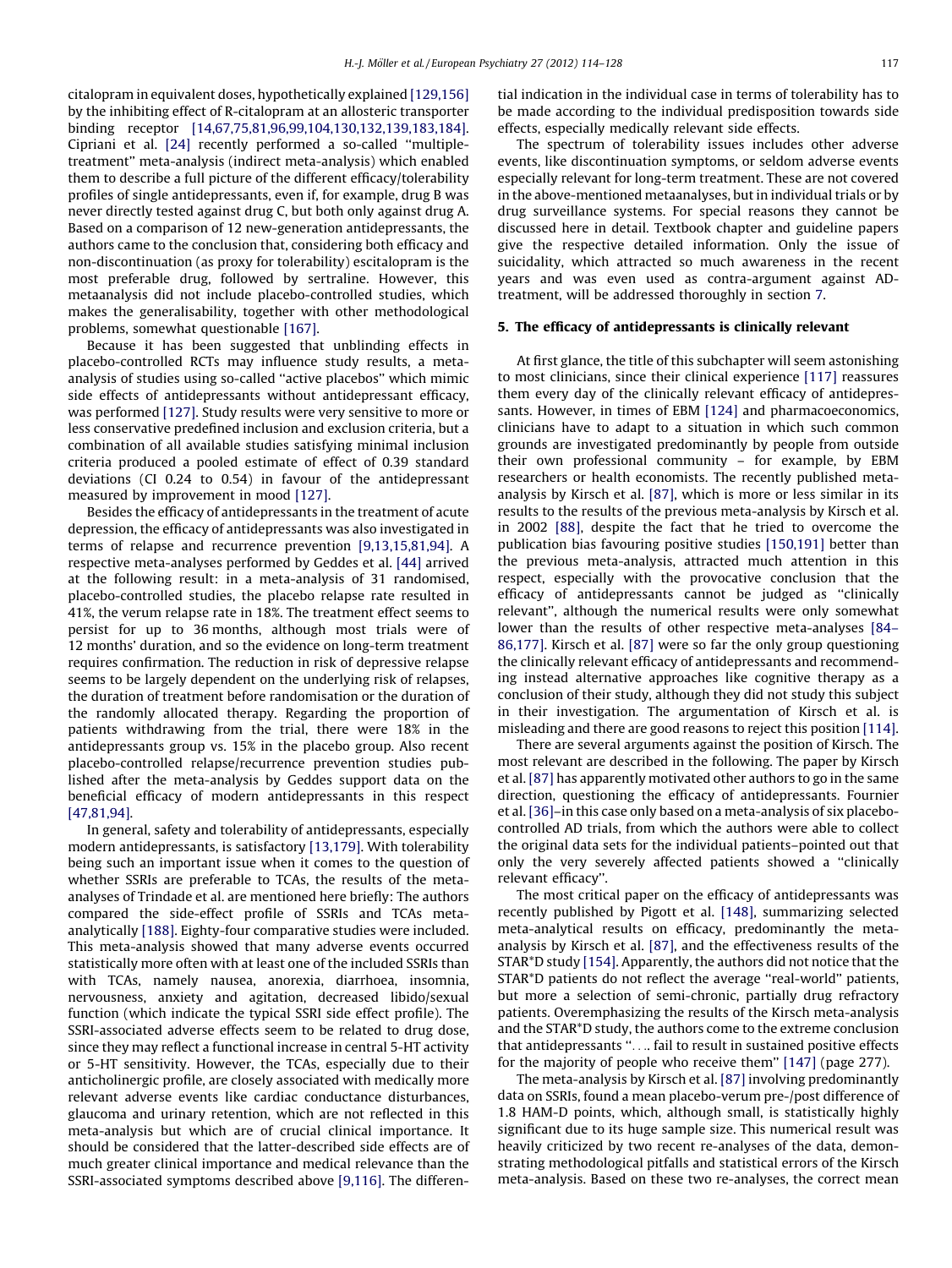citalopram in equivalent doses, hypothetically explained [129,156] by the inhibiting effect of R-citalopram at an allosteric transporter binding receptor [14,67,75,81,96,99,104,130,132,139,183,184]. Cipriani et al. [24] recently performed a so-called "multiple-treatment" meta-analysis (indirect meta-analysis) which enabled them to describe a full picture of the different efficacy/tolerability profiles of single antidepressants, even if, for example, drug B was never directly tested against drug C, but both only against drug A. Based on a comparison of 12 new-generation antidepressants, the authors came to the conclusion that, considering both efficacy and non-discontinuation (as proxy for tolerability) escitalopram is the most preferable drug, followed by sertraline. However, this metaanalysis did not include placebo-controlled studies, which makes the generalisability, together with other methodological problems, somewhat questionable [167].

Because it has been suggested that unblinding effects in placebo-controlled RCTs may influence study results, a meta-analysis of studies using so-called "active placebos" which mimic side effects of antidepressants without antidepressant efficacy, was performed [127]. Study results were very sensitive to more or less conservative predefined inclusion and exclusion criteria, but a combination of all available studies satisfying minimal inclusion criteria produced a pooled estimate of effect of 0.39 standard deviations (CI 0.24 to 0.54) in favour of the antidepressant measured by improvement in mood [127].

Besides the efficacy of antidepressants in the treatment of acute depression, the efficacy of antidepressants was also investigated in terms of relapse and recurrence prevention [9,13,15,81,94]. A respective meta-analyses performed by Geddes et al. [44] arrived at the following result: in a meta-analysis of 31 randomised, placebo-controlled studies, the placebo relapse rate resulted in 41%, the verum relapse rate in 18%. The treatment effect seems to persist for up to 36 months, although most trials were of 12 months' duration, and so the evidence on long-term treatment requires confirmation. The reduction in risk of depressive relapse seems to be largely dependent on the underlying risk of relapses, the duration of treatment before randomisation or the duration of the randomly allocated therapy. Regarding the proportion of patients withdrawing from the trial, there were 18% in the antidepressants group vs. 15% in the placebo group. Also recent placebo-controlled relapse/recurrence prevention studies published after the meta-analysis by Geddes et al. support data on the beneficial efficacy of modern antidepressants in this respect [47,81,94].

In general, safety and tolerability of antidepressants, especially modern antidepressants, is satisfactory [13,179]. With tolerability being such an important issue when it comes to the question of whether SSRIs are preferable to TCAs, the results of the meta-analyses of Trindade et al. are mentioned here briefly: The authors compared the side-effect profile of SSRIs and TCAs meta-analytically [188]. Eighty-four comparative studies were included. This meta-analysis showed that many adverse events occurred statistically more often with at least one of the included SSRIs than with TCAs, namely nausea, anorexia, diarrhoea, insomnia, nervousness, anxiety and agitation, decreased libido/sexual function (which indicate the typical SSRI side effect profile). The SSRI-associated adverse effects seem to be related to drug dose, since they may reflect a functional increase in central 5-HT activity or 5-HT sensitivity. However, the TCAs, especially due to their anticholinergic profile, are closely associated with medically more relevant adverse events like cardiac conductance disturbances, glaucoma and urinary retention, which are not reflected in this meta-analysis but which are of crucial clinical importance. It should be considered that the latter-described side effects are of much greater clinical importance and medical relevance than the SSRI-associated symptoms described above [9,116]. The differential indication in the individual case in terms of tolerability has to be made according to the individual predisposition towards side effects, especially medically relevant side effects.

The spectrum of tolerability issues includes other adverse events, like discontinuation symptoms, or seldom adverse events especially relevant for long-term treatment. These are not covered in the above-mentioned metaanalyses, but in individual trials or by drug surveillance systems. For special reasons they cannot be discussed here in detail. Textbook chapter and guideline papers give the respective detailed information. Only the issue of suicidality, which attracted so much awareness in the recent years and was even used as contra-argument against AD-treatment, will be addressed thoroughly in section 7.

## 5. The efficacy of antidepressants is clinically relevant

At first glance, the title of this subchapter will seem astonishing to most clinicians, since their clinical experience [117] reassures them every day of the clinically relevant efficacy of antidepressants. However, in times of EBM [124] and pharmacoeconomics, clinicians have to adapt to a situation in which such common grounds are investigated predominantly by people from outside their own professional community – for example, by EBM researchers or health economists. The recently published meta-analysis by Kirsch et al. [87], which is more or less similar in its results to the results of the previous meta-analysis by Kirsch et al. in 2002 [88], despite the fact that he tried to overcome the publication bias favouring positive studies [150,191] better than the previous meta-analysis, attracted much attention in this respect, especially with the provocative conclusion that the efficacy of antidepressants cannot be judged as "clinically relevant", although the numerical results were only somewhat lower than the results of other respective meta-analyses [84–86,177]. Kirsch et al. [87] were so far the only group questioning the clinically relevant efficacy of antidepressants and recommending instead alternative approaches like cognitive therapy as a conclusion of their study, although they did not study this subject in their investigation. The argumentation of Kirsch et al. is misleading and there are good reasons to reject this position [114].

There are several arguments against the position of Kirsch. The most relevant are described in the following. The paper by Kirsch et al. [87] has apparently motivated other authors to go in the same direction, questioning the efficacy of antidepressants. Fournier et al. [36]–in this case only based on a meta-analysis of six placebo-controlled AD trials, from which the authors were able to collect the original data sets for the individual patients–pointed out that only the very severely affected patients showed a "clinically relevant efficacy".

The most critical paper on the efficacy of antidepressants was recently published by Pigott et al. [148], summarizing selected meta-analytical results on efficacy, predominantly the meta-analysis by Kirsch et al. [87], and the effectiveness results of the STAR*D study [154]. Apparently, the authors did not notice that the STAR*D patients do not reflect the average "real-world" patients, but more a selection of semi-chronic, partially drug refractory patients. Overemphasizing the results of the Kirsch meta-analysis and the STAR*D study, the authors come to the extreme conclusion that antidepressants "…. fail to result in sustained positive effects for the majority of people who receive them" [147] (page 277).

The meta-analysis by Kirsch et al. [87] involving predominantly data on SSRIs, found a mean placebo-verum pre-/post difference of 1.8 HAM-D points, which, although small, is statistically highly significant due to its huge sample size. This numerical result was heavily criticized by two recent re-analyses of the data, demonstrating methodological pitfalls and statistical errors of the Kirsch meta-analysis. Based on these two re-analyses, the correct mean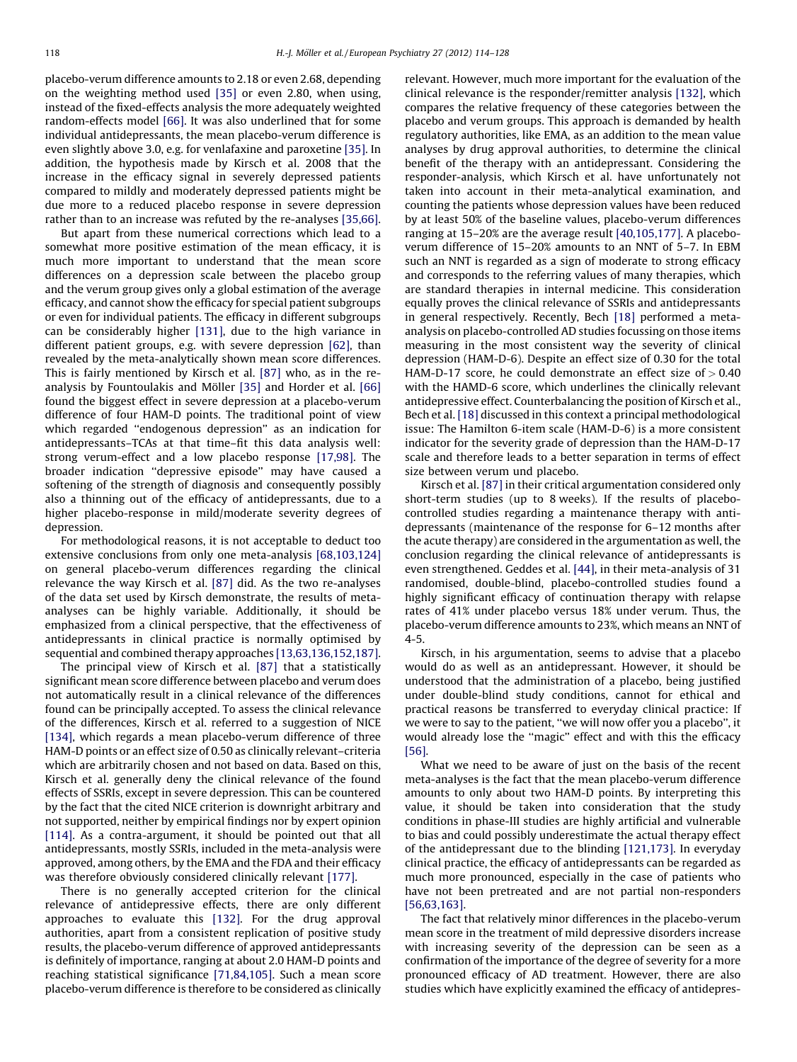placebo-verum difference amounts to 2.18 or even 2.68, depending on the weighting method used [35] or even 2.80, when using, instead of the fixed-effects analysis the more adequately weighted random-effects model [66]. It was also underlined that for some individual antidepressants, the mean placebo-verum difference is even slightly above 3.0, e.g. for venlafaxine and paroxetine [35]. In addition, the hypothesis made by Kirsch et al. 2008 that the increase in the efficacy signal in severely depressed patients compared to mildly and moderately depressed patients might be due more to a reduced placebo response in severe depression rather than to an increase was refuted by the re-analyses [35,66].

But apart from these numerical corrections which lead to a somewhat more positive estimation of the mean efficacy, it is much more important to understand that the mean score differences on a depression scale between the placebo group and the verum group gives only a global estimation of the average efficacy, and cannot show the efficacy for special patient subgroups or even for individual patients. The efficacy in different subgroups can be considerably higher [131], due to the high variance in different patient groups, e.g. with severe depression [62], than revealed by the meta-analytically shown mean score differences. This is fairly mentioned by Kirsch et al. [87] who, as in the re-analysis by Fountoulakis and Möller [35] and Horder et al. [66] found the biggest effect in severe depression at a placebo-verum difference of four HAM-D points. The traditional point of view which regarded "endogenous depression" as an indication for antidepressants–TCAs at that time–fit this data analysis well: strong verum-effect and a low placebo response [17,98]. The broader indication "depressive episode" may have caused a softening of the strength of diagnosis and consequently possibly also a thinning out of the efficacy of antidepressants, due to a higher placebo-response in mild/moderate severity degrees of depression.

For methodological reasons, it is not acceptable to deduct too extensive conclusions from only one meta-analysis [68,103,124] on general placebo-verum differences regarding the clinical relevance the way Kirsch et al. [87] did. As the two re-analyses of the data set used by Kirsch demonstrate, the results of meta-analyses can be highly variable. Additionally, it should be emphasized from a clinical perspective, that the effectiveness of antidepressants in clinical practice is normally optimised by sequential and combined therapy approaches [13,63,136,152,187].

The principal view of Kirsch et al. [87] that a statistically significant mean score difference between placebo and verum does not automatically result in a clinical relevance of the differences found can be principally accepted. To assess the clinical relevance of the differences, Kirsch et al. referred to a suggestion of NICE [134], which regards a mean placebo-verum difference of three HAM-D points or an effect size of 0.50 as clinically relevant–criteria which are arbitrarily chosen and not based on data. Based on this, Kirsch et al. generally deny the clinical relevance of the found effects of SSRIs, except in severe depression. This can be countered by the fact that the cited NICE criterion is downright arbitrary and not supported, neither by empirical findings nor by expert opinion [114]. As a contra-argument, it should be pointed out that all antidepressants, mostly SSRIs, included in the meta-analysis were approved, among others, by the EMA and the FDA and their efficacy was therefore obviously considered clinically relevant [177].

There is no generally accepted criterion for the clinical relevance of antidepressive effects, there are only different approaches to evaluate this [132]. For the drug approval authorities, apart from a consistent replication of positive study results, the placebo-verum difference of approved antidepressants is definitely of importance, ranging at about 2.0 HAM-D points and reaching statistical significance [71,84,105]. Such a mean score placebo-verum difference is therefore to be considered as clinically relevant. However, much more important for the evaluation of the clinical relevance is the responder/remitter analysis [132], which compares the relative frequency of these categories between the placebo and verum groups. This approach is demanded by health regulatory authorities, like EMA, as an addition to the mean value analyses by drug approval authorities, to determine the clinical benefit of the therapy with an antidepressant. Considering the responder-analysis, which Kirsch et al. have unfortunately not taken into account in their meta-analytical examination, and counting the patients whose depression values have been reduced by at least 50% of the baseline values, placebo-verum differences ranging at 15–20% are the average result [40,105,177]. A placebo-verum difference of 15–20% amounts to an NNT of 5–7. In EBM such an NNT is regarded as a sign of moderate to strong efficacy and corresponds to the referring values of many therapies, which are standard therapies in internal medicine. This consideration equally proves the clinical relevance of SSRIs and antidepressants in general respectively. Recently, Bech [18] performed a meta-analysis on placebo-controlled AD studies focussing on those items measuring in the most consistent way the severity of clinical depression (HAM-D-6). Despite an effect size of 0.30 for the total HAM-D-17 score, he could demonstrate an effect size of $> 0.40$ with the HAMD-6 score, which underlines the clinically relevant antidepressive effect. Counterbalancing the position of Kirsch et al., Bech et al. [18] discussed in this context a principal methodological issue: The Hamilton 6-item scale (HAM-D-6) is a more consistent indicator for the severity grade of depression than the HAM-D-17 scale and therefore leads to a better separation in terms of effect size between verum und placebo.

Kirsch et al. [87] in their critical argumentation considered only short-term studies (up to 8 weeks). If the results of placebo-controlled studies regarding a maintenance therapy with antidepressants (maintenance of the response for 6–12 months after the acute therapy) are considered in the argumentation as well, the conclusion regarding the clinical relevance of antidepressants is even strengthened. Geddes et al. [44], in their meta-analysis of 31 randomised, double-blind, placebo-controlled studies found a highly significant efficacy of continuation therapy with relapse rates of 41% under placebo versus 18% under verum. Thus, the placebo-verum difference amounts to 23%, which means an NNT of 4-5.

Kirsch, in his argumentation, seems to advise that a placebo would do as well as an antidepressant. However, it should be understood that the administration of a placebo, being justified under double-blind study conditions, cannot for ethical and practical reasons be transferred to everyday clinical practice: If we were to say to the patient, "we will now offer you a placebo", it would already lose the "magic" effect and with this the efficacy [56].

What we need to be aware of just on the basis of the recent meta-analyses is the fact that the mean placebo-verum difference amounts to only about two HAM-D points. By interpreting this value, it should be taken into consideration that the study conditions in phase-III studies are highly artificial and vulnerable to bias and could possibly underestimate the actual therapy effect of the antidepressant due to the blinding [121,173]. In everyday clinical practice, the efficacy of antidepressants can be regarded as much more pronounced, especially in the case of patients who have not been pretreated and are not partial non-responders [56,63,163].

The fact that relatively minor differences in the placebo-verum mean score in the treatment of mild depressive disorders increase with increasing severity of the depression can be seen as a confirmation of the importance of the degree of severity for a more pronounced efficacy of AD treatment. However, there are also studies which have explicitly examined the efficacy of antidepres-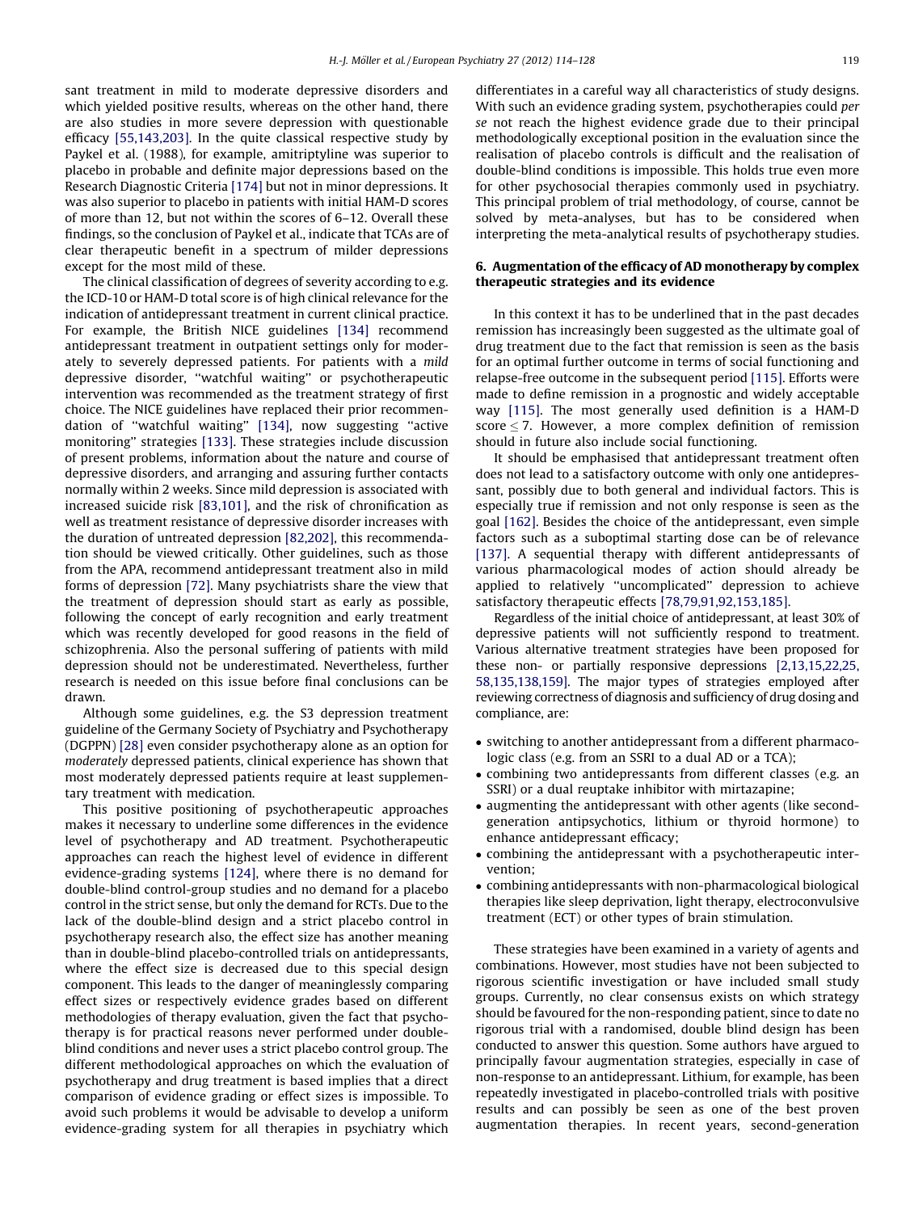sant treatment in mild to moderate depressive disorders and which yielded positive results, whereas on the other hand, there are also studies in more severe depression with questionable efficacy [55,143,203]. In the quite classical respective study by Paykel et al. (1988), for example, amitriptyline was superior to placebo in probable and definite major depressions based on the Research Diagnostic Criteria [174] but not in minor depressions. It was also superior to placebo in patients with initial HAM-D scores of more than 12, but not within the scores of 6–12. Overall these findings, so the conclusion of Paykel et al., indicate that TCAs are of clear therapeutic benefit in a spectrum of milder depressions except for the most mild of these.

The clinical classification of degrees of severity according to e.g. the ICD-10 or HAM-D total score is of high clinical relevance for the indication of antidepressant treatment in current clinical practice. For example, the British NICE guidelines [134] recommend antidepressant treatment in outpatient settings only for moderately to severely depressed patients. For patients with a *mild* depressive disorder, "watchful waiting" or psychotherapeutic intervention was recommended as the treatment strategy of first choice. The NICE guidelines have replaced their prior recommendation of "watchful waiting" [134], now suggesting "active monitoring" strategies [133]. These strategies include discussion of present problems, information about the nature and course of depressive disorders, and arranging and assuring further contacts normally within 2 weeks. Since mild depression is associated with increased suicide risk [83,101], and the risk of chronification as well as treatment resistance of depressive disorder increases with the duration of untreated depression [82,202], this recommendation should be viewed critically. Other guidelines, such as those from the APA, recommend antidepressant treatment also in mild forms of depression [72]. Many psychiatrists share the view that the treatment of depression should start as early as possible, following the concept of early recognition and early treatment which was recently developed for good reasons in the field of schizophrenia. Also the personal suffering of patients with mild depression should not be underestimated. Nevertheless, further research is needed on this issue before final conclusions can be drawn.

Although some guidelines, e.g. the S3 depression treatment guideline of the Germany Society of Psychiatry and Psychotherapy (DGPPN) [28] even consider psychotherapy alone as an option for *moderately* depressed patients, clinical experience has shown that most moderately depressed patients require at least supplementary treatment with medication.

This positive positioning of psychotherapeutic approaches makes it necessary to underline some differences in the evidence level of psychotherapy and AD treatment. Psychotherapeutic approaches can reach the highest level of evidence in different evidence-grading systems [124], where there is no demand for double-blind control-group studies and no demand for a placebo control in the strict sense, but only the demand for RCTs. Due to the lack of the double-blind design and a strict placebo control in psychotherapy research also, the effect size has another meaning than in double-blind placebo-controlled trials on antidepressants, where the effect size is decreased due to this special design component. This leads to the danger of meaninglessly comparing effect sizes or respectively evidence grades based on different methodologies of therapy evaluation, given the fact that psychotherapy is for practical reasons never performed under double-blind conditions and never uses a strict placebo control group. The different methodological approaches on which the evaluation of psychotherapy and drug treatment is based implies that a direct comparison of evidence grading or effect sizes is impossible. To avoid such problems it would be advisable to develop a uniform evidence-grading system for all therapies in psychiatry which differentiates in a careful way all characteristics of study designs. With such an evidence grading system, psychotherapies could *per se* not reach the highest evidence grade due to their principal methodologically exceptional position in the evaluation since the realisation of placebo controls is difficult and the realisation of double-blind conditions is impossible. This holds true even more for other psychosocial therapies commonly used in psychiatry. This principal problem of trial methodology, of course, cannot be solved by meta-analyses, but has to be considered when interpreting the meta-analytical results of psychotherapy studies.

## 6. Augmentation of the efficacy of AD monotherapy by complex therapeutic strategies and its evidence

In this context it has to be underlined that in the past decades remission has increasingly been suggested as the ultimate goal of drug treatment due to the fact that remission is seen as the basis for an optimal further outcome in terms of social functioning and relapse-free outcome in the subsequent period [115]. Efforts were made to define remission in a prognostic and widely acceptable way [115]. The most generally used definition is a HAM-D score $\leq 7$. However, a more complex definition of remission should in future also include social functioning.

It should be emphasised that antidepressant treatment often does not lead to a satisfactory outcome with only one antidepressant, possibly due to both general and individual factors. This is especially true if remission and not only response is seen as the goal [162]. Besides the choice of the antidepressant, even simple factors such as a suboptimal starting dose can be of relevance [137]. A sequential therapy with different antidepressants of various pharmacological modes of action should already be applied to relatively "uncomplicated" depression to achieve satisfactory therapeutic effects [78,79,91,92,153,185].

Regardless of the initial choice of antidepressant, at least 30% of depressive patients will not sufficiently respond to treatment. Various alternative treatment strategies have been proposed for these non- or partially responsive depressions [2,13,15,22,25,58,135,138,159]. The major types of strategies employed after reviewing correctness of diagnosis and sufficiency of drug dosing and compliance, are:

- switching to another antidepressant from a different pharmacologic class (e.g. from an SSRI to a dual AD or a TCA);
- combining two antidepressants from different classes (e.g. an SSRI) or a dual reuptake inhibitor with mirtazapine;
- augmenting the antidepressant with other agents (like second-generation antipsychotics, lithium or thyroid hormone) to enhance antidepressant efficacy;
- combining the antidepressant with a psychotherapeutic intervention;
- combining antidepressants with non-pharmacological biological therapies like sleep deprivation, light therapy, electroconvulsive treatment (ECT) or other types of brain stimulation.

These strategies have been examined in a variety of agents and combinations. However, most studies have not been subjected to rigorous scientific investigation or have included small study groups. Currently, no clear consensus exists on which strategy should be favoured for the non-responding patient, since to date no rigorous trial with a randomised, double blind design has been conducted to answer this question. Some authors have argued to principally favour augmentation strategies, especially in case of non-response to an antidepressant. Lithium, for example, has been repeatedly investigated in placebo-controlled trials with positive results and can possibly be seen as one of the best proven augmentation therapies. In recent years, second-generation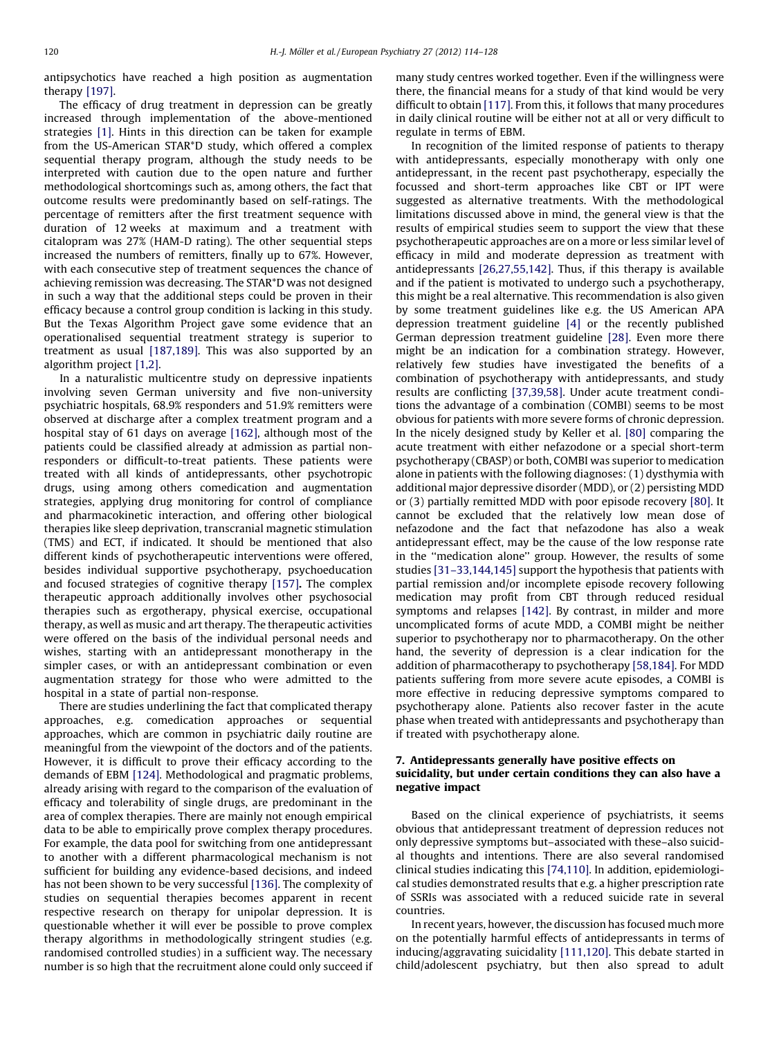antipsychotics have reached a high position as augmentation therapy [197].

The efficacy of drug treatment in depression can be greatly increased through implementation of the above-mentioned strategies [1]. Hints in this direction can be taken for example from the US-American STAR*D study, which offered a complex sequential therapy program, although the study needs to be interpreted with caution due to the open nature and further methodological shortcomings such as, among others, the fact that outcome results were predominantly based on self-ratings. The percentage of remitters after the first treatment sequence with duration of 12 weeks at maximum and a treatment with citalopram was 27% (HAM-D rating). The other sequential steps increased the numbers of remitters, finally up to 67%. However, with each consecutive step of treatment sequences the chance of achieving remission was decreasing. The STAR*D was not designed in such a way that the additional steps could be proven in their efficacy because a control group condition is lacking in this study. But the Texas Algorithm Project gave some evidence that an operationalised sequential treatment strategy is superior to treatment as usual [187,189]. This was also supported by an algorithm project [1,2].

In a naturalistic multicentre study on depressive inpatients involving seven German university and five non-university psychiatric hospitals, 68.9% responders and 51.9% remitters were observed at discharge after a complex treatment program and a hospital stay of 61 days on average [162], although most of the patients could be classified already at admission as partial non-responders or difficult-to-treat patients. These patients were treated with all kinds of antidepressants, other psychotropic drugs, using among others comedication and augmentation strategies, applying drug monitoring for control of compliance and pharmacokinetic interaction, and offering other biological therapies like sleep deprivation, transcranial magnetic stimulation (TMS) and ECT, if indicated. It should be mentioned that also different kinds of psychotherapeutic interventions were offered, besides individual supportive psychotherapy, psychoeducation and focused strategies of cognitive therapy [157]**.** The complex therapeutic approach additionally involves other psychosocial therapies such as ergotherapy, physical exercise, occupational therapy, as well as music and art therapy. The therapeutic activities were offered on the basis of the individual personal needs and wishes, starting with an antidepressant monotherapy in the simpler cases, or with an antidepressant combination or even augmentation strategy for those who were admitted to the hospital in a state of partial non-response.

There are studies underlining the fact that complicated therapy approaches, e.g. comedication approaches or sequential approaches, which are common in psychiatric daily routine are meaningful from the viewpoint of the doctors and of the patients. However, it is difficult to prove their efficacy according to the demands of EBM [124]. Methodological and pragmatic problems, already arising with regard to the comparison of the evaluation of efficacy and tolerability of single drugs, are predominant in the area of complex therapies. There are mainly not enough empirical data to be able to empirically prove complex therapy procedures. For example, the data pool for switching from one antidepressant to another with a different pharmacological mechanism is not sufficient for building any evidence-based decisions, and indeed has not been shown to be very successful [136]. The complexity of studies on sequential therapies becomes apparent in recent respective research on therapy for unipolar depression. It is questionable whether it will ever be possible to prove complex therapy algorithms in methodologically stringent studies (e.g. randomised controlled studies) in a sufficient way. The necessary number is so high that the recruitment alone could only succeed if many study centres worked together. Even if the willingness were there, the financial means for a study of that kind would be very difficult to obtain [117]. From this, it follows that many procedures in daily clinical routine will be either not at all or very difficult to regulate in terms of EBM.

In recognition of the limited response of patients to therapy with antidepressants, especially monotherapy with only one antidepressant, in the recent past psychotherapy, especially the focussed and short-term approaches like CBT or IPT were suggested as alternative treatments. With the methodological limitations discussed above in mind, the general view is that the results of empirical studies seem to support the view that these psychotherapeutic approaches are on a more or less similar level of efficacy in mild and moderate depression as treatment with antidepressants [26,27,55,142]. Thus, if this therapy is available and if the patient is motivated to undergo such a psychotherapy, this might be a real alternative. This recommendation is also given by some treatment guidelines like e.g. the US American APA depression treatment guideline [4] or the recently published German depression treatment guideline [28]. Even more there might be an indication for a combination strategy. However, relatively few studies have investigated the benefits of a combination of psychotherapy with antidepressants, and study results are conflicting [37,39,58]. Under acute treatment conditions the advantage of a combination (COMBI) seems to be most obvious for patients with more severe forms of chronic depression. In the nicely designed study by Keller et al. [80] comparing the acute treatment with either nefazodone or a special short-term psychotherapy (CBASP) or both, COMBI was superior to medication alone in patients with the following diagnoses: (1) dysthymia with additional major depressive disorder (MDD), or (2) persisting MDD or (3) partially remitted MDD with poor episode recovery [80]. It cannot be excluded that the relatively low mean dose of nefazodone and the fact that nefazodone has also a weak antidepressant effect, may be the cause of the low response rate in the "medication alone" group. However, the results of some studies [31–33,144,145] support the hypothesis that patients with partial remission and/or incomplete episode recovery following medication may profit from CBT through reduced residual symptoms and relapses [142]. By contrast, in milder and more uncomplicated forms of acute MDD, a COMBI might be neither superior to psychotherapy nor to pharmacotherapy. On the other hand, the severity of depression is a clear indication for the addition of pharmacotherapy to psychotherapy [58,184]. For MDD patients suffering from more severe acute episodes, a COMBI is more effective in reducing depressive symptoms compared to psychotherapy alone. Patients also recover faster in the acute phase when treated with antidepressants and psychotherapy than if treated with psychotherapy alone.

## 7. Antidepressants generally have positive effects on suicidality, but under certain conditions they can also have a negative impact

Based on the clinical experience of psychiatrists, it seems obvious that antidepressant treatment of depression reduces not only depressive symptoms but–associated with these–also suicidal thoughts and intentions. There are also several randomised clinical studies indicating this [74,110]. In addition, epidemiological studies demonstrated results that e.g. a higher prescription rate of SSRIs was associated with a reduced suicide rate in several countries.

In recent years, however, the discussion has focused much more on the potentially harmful effects of antidepressants in terms of inducing/aggravating suicidality [111,120]. This debate started in child/adolescent psychiatry, but then also spread to adult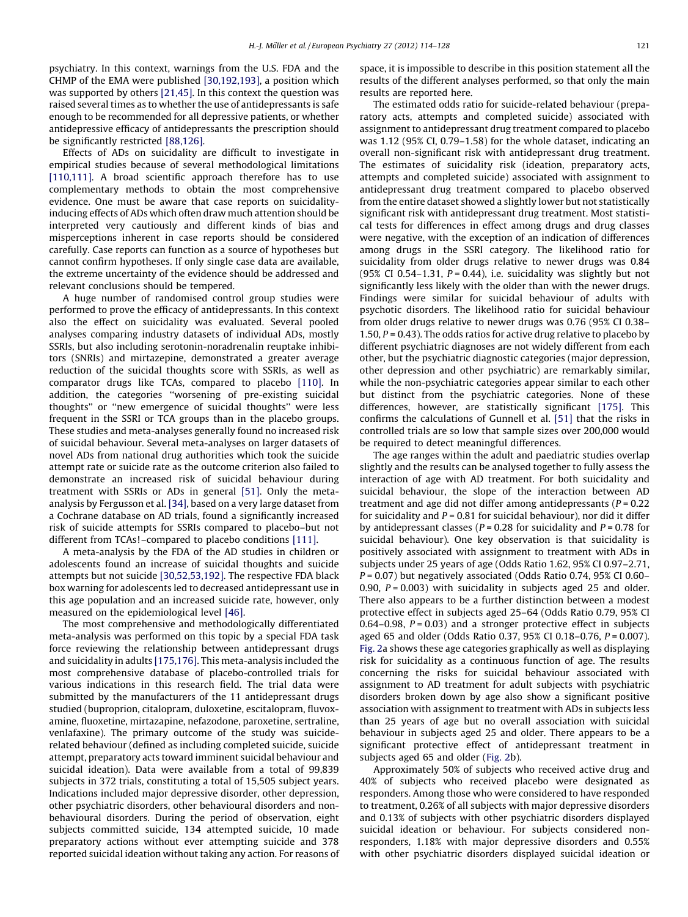psychiatry. In this context, warnings from the U.S. FDA and the CHMP of the EMA were published [30,192,193], a position which was supported by others [21,45]. In this context the question was raised several times as to whether the use of antidepressants is safe enough to be recommended for all depressive patients, or whether antidepressive efficacy of antidepressants the prescription should be significantly restricted [88,126].

Effects of ADs on suicidality are difficult to investigate in empirical studies because of several methodological limitations [110,111]. A broad scientific approach therefore has to use complementary methods to obtain the most comprehensive evidence. One must be aware that case reports on suicidality-inducing effects of ADs which often draw much attention should be interpreted very cautiously and different kinds of bias and misperceptions inherent in case reports should be considered carefully. Case reports can function as a source of hypotheses but cannot confirm hypotheses. If only single case data are available, the extreme uncertainty of the evidence should be addressed and relevant conclusions should be tempered.

A huge number of randomised control group studies were performed to prove the efficacy of antidepressants. In this context also the effect on suicidality was evaluated. Several pooled analyses comparing industry datasets of individual ADs, mostly SSRIs, but also including serotonin-noradrenalin reuptake inhibitors (SNRIs) and mirtazepine, demonstrated a greater average reduction of the suicidal thoughts score with SSRIs, as well as comparator drugs like TCAs, compared to placebo [110]. In addition, the categories "worsening of pre-existing suicidal thoughts" or "new emergence of suicidal thoughts" were less frequent in the SSRI or TCA groups than in the placebo groups. These studies and meta-analyses generally found no increased risk of suicidal behaviour. Several meta-analyses on larger datasets of novel ADs from national drug authorities which took the suicide attempt rate or suicide rate as the outcome criterion also failed to demonstrate an increased risk of suicidal behaviour during treatment with SSRIs or ADs in general [51]. Only the meta-analysis by Fergusson et al. [34], based on a very large dataset from a Cochrane database on AD trials, found a significantly increased risk of suicide attempts for SSRIs compared to placebo–but not different from TCAs!–compared to placebo conditions [111].

A meta-analysis by the FDA of the AD studies in children or adolescents found an increase of suicidal thoughts and suicide attempts but not suicide [30,52,53,192]. The respective FDA black box warning for adolescents led to decreased antidepressant use in this age population and an increased suicide rate, however, only measured on the epidemiological level [46].

The most comprehensive and methodologically differentiated meta-analysis was performed on this topic by a special FDA task force reviewing the relationship between antidepressant drugs and suicidality in adults [175,176]. This meta-analysis included the most comprehensive database of placebo-controlled trials for various indications in this research field. The trial data were submitted by the manufacturers of the 11 antidepressant drugs studied (buproprion, citalopram, duloxetine, escitalopram, fluvoxamine, fluoxetine, mirtazapine, nefazodone, paroxetine, sertraline, venlafaxine). The primary outcome of the study was suicide-related behaviour (defined as including completed suicide, suicide attempt, preparatory acts toward imminent suicidal behaviour and suicidal ideation). Data were available from a total of 99,839 subjects in 372 trials, constituting a total of 15,505 subject years. Indications included major depressive disorder, other depression, other psychiatric disorders, other behavioural disorders and non-behavioural disorders. During the period of observation, eight subjects committed suicide, 134 attempted suicide, 10 made preparatory actions without ever attempting suicide and 378 reported suicidal ideation without taking any action. For reasons of space, it is impossible to describe in this position statement all the results of the different analyses performed, so that only the main results are reported here.

The estimated odds ratio for suicide-related behaviour (preparatory acts, attempts and completed suicide) associated with assignment to antidepressant drug treatment compared to placebo was 1.12 (95% CI, 0.79–1.58) for the whole dataset, indicating an overall non-significant risk with antidepressant drug treatment. The estimates of suicidality risk (ideation, preparatory acts, attempts and completed suicide) associated with assignment to antidepressant drug treatment compared to placebo observed from the entire dataset showed a slightly lower but not statistically significant risk with antidepressant drug treatment. Most statistical tests for differences in effect among drugs and drug classes were negative, with the exception of an indication of differences among drugs in the SSRI category. The likelihood ratio for suicidality from older drugs relative to newer drugs was 0.84 (95% CI 0.54–1.31, $P = 0.44$), i.e. suicidality was slightly but not significantly less likely with the older than with the newer drugs. Findings were similar for suicidal behaviour of adults with psychotic disorders. The likelihood ratio for suicidal behaviour from older drugs relative to newer drugs was 0.76 (95% CI 0.38–1.50, $P = 0.43$). The odds ratios for active drug relative to placebo by different psychiatric diagnoses are not widely different from each other, but the psychiatric diagnostic categories (major depression, other depression and other psychiatric) are remarkably similar, while the non-psychiatric categories appear similar to each other but distinct from the psychiatric categories. None of these differences, however, are statistically significant [175]. This confirms the calculations of Gunnell et al. [51] that the risks in controlled trials are so low that sample sizes over 200,000 would be required to detect meaningful differences.

The age ranges within the adult and paediatric studies overlap slightly and the results can be analysed together to fully assess the interaction of age with AD treatment. For both suicidality and suicidal behaviour, the slope of the interaction between AD treatment and age did not differ among antidepressants ($P = 0.22$ for suicidality and $P = 0.81$ for suicidal behaviour), nor did it differ by antidepressant classes ($P = 0.28$ for suicidality and $P = 0.78$ for suicidal behaviour). One key observation is that suicidality is positively associated with assignment to treatment with ADs in subjects under 25 years of age (Odds Ratio 1.62, 95% CI 0.97–2.71, $P = 0.07$) but negatively associated (Odds Ratio 0.74, 95% CI 0.60–0.90, $P = 0.003$) with suicidality in subjects aged 25 and older. There also appears to be a further distinction between a modest protective effect in subjects aged 25–64 (Odds Ratio 0.79, 95% CI 0.64–0.98, $P = 0.03$) and a stronger protective effect in subjects aged 65 and older (Odds Ratio 0.37, 95% CI 0.18–0.76, $P = 0.007$). Fig. 2a shows these age categories graphically as well as displaying risk for suicidality as a continuous function of age. The results concerning the risks for suicidal behaviour associated with assignment to AD treatment for adult subjects with psychiatric disorders broken down by age also show a significant positive association with assignment to treatment with ADs in subjects less than 25 years of age but no overall association with suicidal behaviour in subjects aged 25 and older. There appears to be a significant protective effect of antidepressant treatment in subjects aged 65 and older (Fig. 2b).

Approximately 50% of subjects who received active drug and 40% of subjects who received placebo were designated as responders. Among those who were considered to have responded to treatment, 0.26% of all subjects with major depressive disorders and 0.13% of subjects with other psychiatric disorders displayed suicidal ideation or behaviour. For subjects considered non-responders, 1.18% with major depressive disorders and 0.55% with other psychiatric disorders displayed suicidal ideation or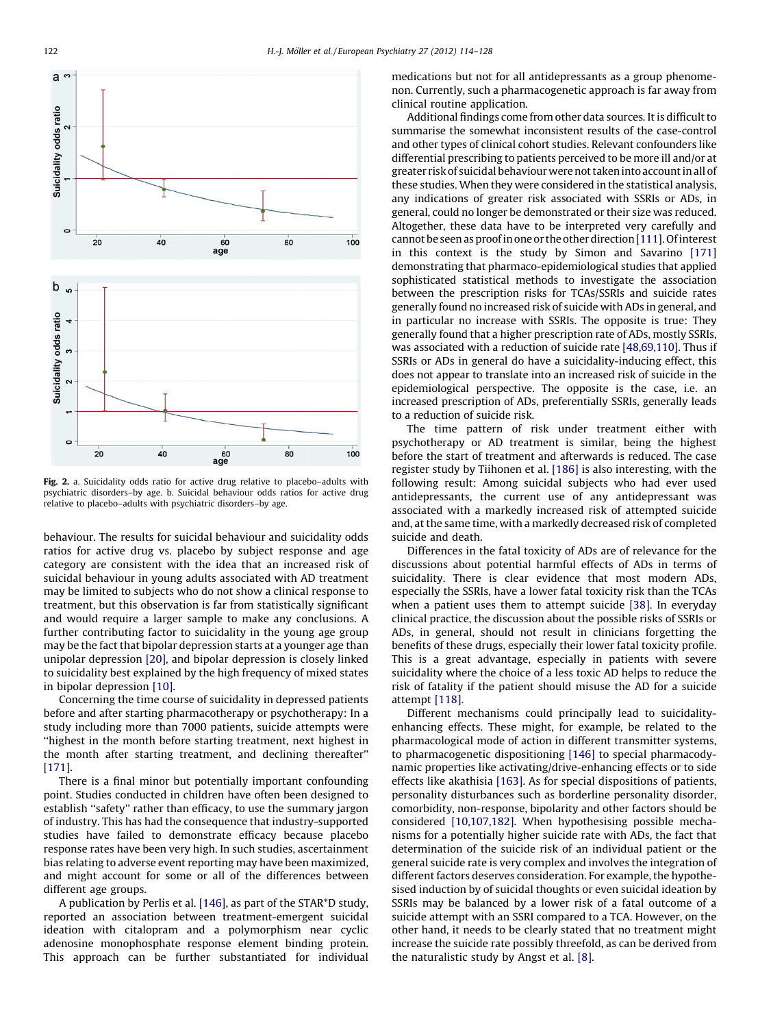a

Suicidality odds ratio

0
1
2
3

20
40
60
80
100

age

b

Suicidality odds ratio

0
1
2
3
4
5

20
40
60
80
100

age

**Fig. 2.** a. Suicidality odds ratio for active drug relative to placebo–adults with psychiatric disorders–by age. b. Suicidal behaviour odds ratios for active drug relative to placebo–adults with psychiatric disorders–by age.

behaviour. The results for suicidal behaviour and suicidality odds ratios for active drug vs. placebo by subject response and age category are consistent with the idea that an increased risk of suicidal behaviour in young adults associated with AD treatment may be limited to subjects who do not show a clinical response to treatment, but this observation is far from statistically significant and would require a larger sample to make any conclusions. A further contributing factor to suicidality in the young age group may be the fact that bipolar depression starts at a younger age than unipolar depression [20], and bipolar depression is closely linked to suicidality best explained by the high frequency of mixed states in bipolar depression [10].

Concerning the time course of suicidality in depressed patients before and after starting pharmacotherapy or psychotherapy: In a study including more than 7000 patients, suicide attempts were ''highest in the month before starting treatment, next highest in the month after starting treatment, and declining thereafter'' [171].

There is a final minor but potentially important confounding point. Studies conducted in children have often been designed to establish ''safety'' rather than efficacy, to use the summary jargon of industry. This has had the consequence that industry-supported studies have failed to demonstrate efficacy because placebo response rates have been very high. In such studies, ascertainment bias relating to adverse event reporting may have been maximized, and might account for some or all of the differences between different age groups.

A publication by Perlis et al. [146], as part of the STAR*D study, reported an association between treatment-emergent suicidal ideation with citalopram and a polymorphism near cyclic adenosine monophosphate response element binding protein. This approach can be further substantiated for individual medications but not for all antidepressants as a group phenomenon. Currently, such a pharmacogenetic approach is far away from clinical routine application.

Additional findings come from other data sources. It is difficult to summarise the somewhat inconsistent results of the case-control and other types of clinical cohort studies. Relevant confounders like differential prescribing to patients perceived to be more ill and/or at greater risk of suicidal behaviour were not taken into account in all of these studies. When they were considered in the statistical analysis, any indications of greater risk associated with SSRIs or ADs, in general, could no longer be demonstrated or their size was reduced. Altogether, these data have to be interpreted very carefully and cannot be seen as proof in one or the other direction [111]. Of interest in this context is the study by Simon and Savarino [171] demonstrating that pharmaco-epidemiological studies that applied sophisticated statistical methods to investigate the association between the prescription risks for TCAs/SSRIs and suicide rates generally found no increased risk of suicide with ADs in general, and in particular no increase with SSRIs. The opposite is true: They generally found that a higher prescription rate of ADs, mostly SSRIs, was associated with a reduction of suicide rate [48,69,110]. Thus if SSRIs or ADs in general do have a suicidality-inducing effect, this does not appear to translate into an increased risk of suicide in the epidemiological perspective. The opposite is the case, i.e. an increased prescription of ADs, preferentially SSRIs, generally leads to a reduction of suicide risk.

The time pattern of risk under treatment either with psychotherapy or AD treatment is similar, being the highest before the start of treatment and afterwards is reduced. The case register study by Tiihonen et al. [186] is also interesting, with the following result: Among suicidal subjects who had ever used antidepressants, the current use of any antidepressant was associated with a markedly increased risk of attempted suicide and, at the same time, with a markedly decreased risk of completed suicide and death.

Differences in the fatal toxicity of ADs are of relevance for the discussions about potential harmful effects of ADs in terms of suicidality. There is clear evidence that most modern ADs, especially the SSRIs, have a lower fatal toxicity risk than the TCAs when a patient uses them to attempt suicide [38]. In everyday clinical practice, the discussion about the possible risks of SSRIs or ADs, in general, should not result in clinicians forgetting the benefits of these drugs, especially their lower fatal toxicity profile. This is a great advantage, especially in patients with severe suicidality where the choice of a less toxic AD helps to reduce the risk of fatality if the patient should misuse the AD for a suicide attempt [118].

Different mechanisms could principally lead to suicidality-enhancing effects. These might, for example, be related to the pharmacological mode of action in different transmitter systems, to pharmacogenetic dispositioning [146] to special pharmacodynamic properties like activating/drive-enhancing effects or to side effects like akathisia [163]. As for special dispositions of patients, personality disturbances such as borderline personality disorder, comorbidity, non-response, bipolarity and other factors should be considered [10,107,182]. When hypothesising possible mechanisms for a potentially higher suicide rate with ADs, the fact that determination of the suicide risk of an individual patient or the general suicide rate is very complex and involves the integration of different factors deserves consideration. For example, the hypothesised induction by of suicidal thoughts or even suicidal ideation by SSRIs may be balanced by a lower risk of a fatal outcome of a suicide attempt with an SSRI compared to a TCA. However, on the other hand, it needs to be clearly stated that no treatment might increase the suicide rate possibly threefold, as can be derived from the naturalistic study by Angst et al. [8].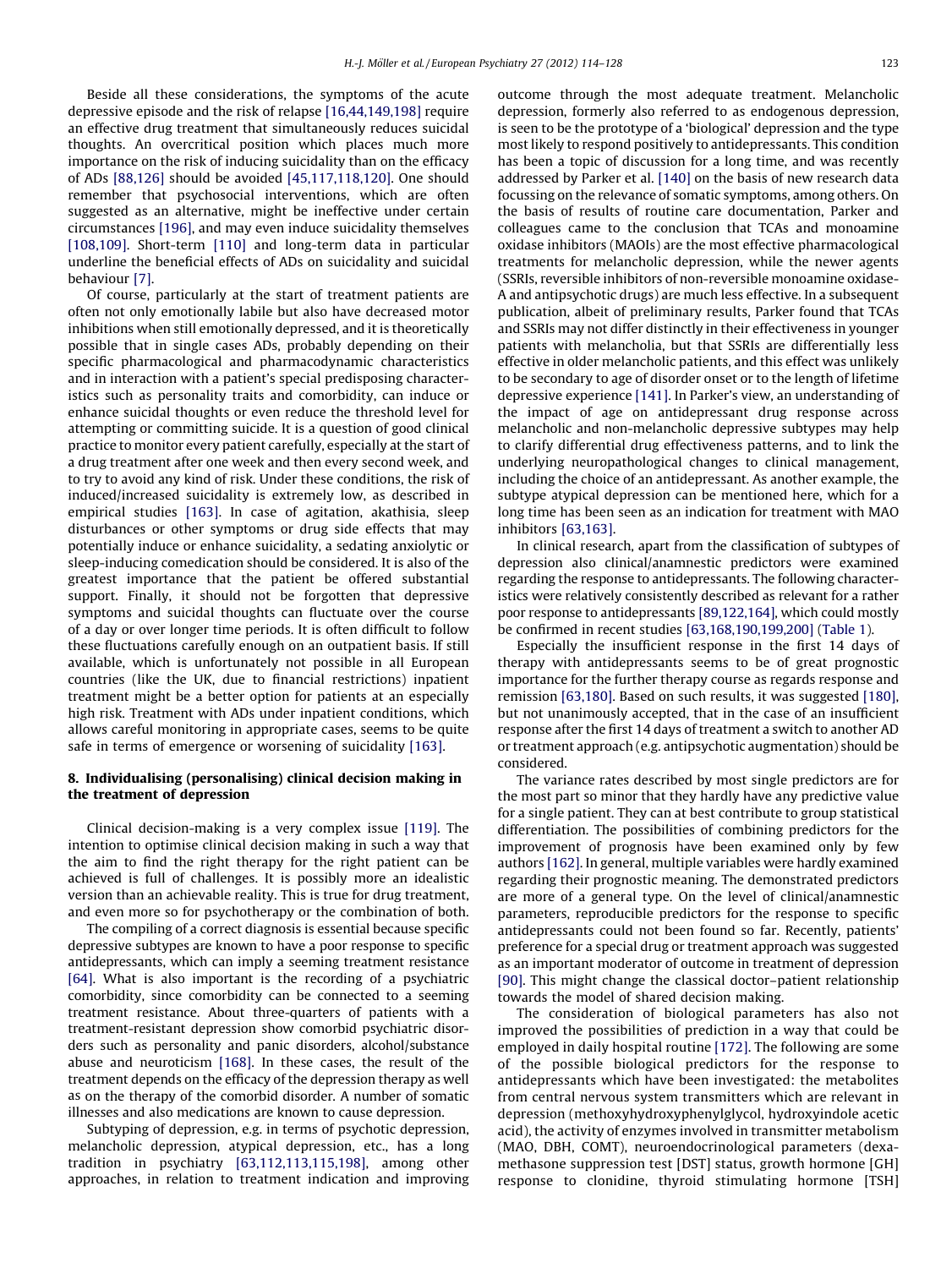Beside all these considerations, the symptoms of the acute depressive episode and the risk of relapse [16,44,149,198] require an effective drug treatment that simultaneously reduces suicidal thoughts. An overcritical position which places much more importance on the risk of inducing suicidality than on the efficacy of ADs [88,126] should be avoided [45,117,118,120]. One should remember that psychosocial interventions, which are often suggested as an alternative, might be ineffective under certain circumstances [196], and may even induce suicidality themselves [108,109]. Short-term [110] and long-term data in particular underline the beneficial effects of ADs on suicidality and suicidal behaviour [7].

Of course, particularly at the start of treatment patients are often not only emotionally labile but also have decreased motor inhibitions when still emotionally depressed, and it is theoretically possible that in single cases ADs, probably depending on their specific pharmacological and pharmacodynamic characteristics and in interaction with a patient's special predisposing characteristics such as personality traits and comorbidity, can induce or enhance suicidal thoughts or even reduce the threshold level for attempting or committing suicide. It is a question of good clinical practice to monitor every patient carefully, especially at the start of a drug treatment after one week and then every second week, and to try to avoid any kind of risk. Under these conditions, the risk of induced/increased suicidality is extremely low, as described in empirical studies [163]. In case of agitation, akathisia, sleep disturbances or other symptoms or drug side effects that may potentially induce or enhance suicidality, a sedating anxiolytic or sleep-inducing comedication should be considered. It is also of the greatest importance that the patient be offered substantial support. Finally, it should not be forgotten that depressive symptoms and suicidal thoughts can fluctuate over the course of a day or over longer time periods. It is often difficult to follow these fluctuations carefully enough on an outpatient basis. If still available, which is unfortunately not possible in all European countries (like the UK, due to financial restrictions) inpatient treatment might be a better option for patients at an especially high risk. Treatment with ADs under inpatient conditions, which allows careful monitoring in appropriate cases, seems to be quite safe in terms of emergence or worsening of suicidality [163].

## 8. Individualising (personalising) clinical decision making in the treatment of depression

Clinical decision-making is a very complex issue [119]. The intention to optimise clinical decision making in such a way that the aim to find the right therapy for the right patient can be achieved is full of challenges. It is possibly more an idealistic version than an achievable reality. This is true for drug treatment, and even more so for psychotherapy or the combination of both.

The compiling of a correct diagnosis is essential because specific depressive subtypes are known to have a poor response to specific antidepressants, which can imply a seeming treatment resistance [64]. What is also important is the recording of a psychiatric comorbidity, since comorbidity can be connected to a seeming treatment resistance. About three-quarters of patients with a treatment-resistant depression show comorbid psychiatric disorders such as personality and panic disorders, alcohol/substance abuse and neuroticism [168]. In these cases, the result of the treatment depends on the efficacy of the depression therapy as well as on the therapy of the comorbid disorder. A number of somatic illnesses and also medications are known to cause depression.

Subtyping of depression, e.g. in terms of psychotic depression, melancholic depression, atypical depression, etc., has a long tradition in psychiatry [63,112,113,115,198], among other approaches, in relation to treatment indication and improving outcome through the most adequate treatment. Melancholic depression, formerly also referred to as endogenous depression, is seen to be the prototype of a 'biological' depression and the type most likely to respond positively to antidepressants. This condition has been a topic of discussion for a long time, and was recently addressed by Parker et al. [140] on the basis of new research data focussing on the relevance of somatic symptoms, among others. On the basis of results of routine care documentation, Parker and colleagues came to the conclusion that TCAs and monoamine oxidase inhibitors (MAOIs) are the most effective pharmacological treatments for melancholic depression, while the newer agents (SSRIs, reversible inhibitors of non-reversible monoamine oxidase-A and antipsychotic drugs) are much less effective. In a subsequent publication, albeit of preliminary results, Parker found that TCAs and SSRIs may not differ distinctly in their effectiveness in younger patients with melancholia, but that SSRIs are differentially less effective in older melancholic patients, and this effect was unlikely to be secondary to age of disorder onset or to the length of lifetime depressive experience [141]. In Parker's view, an understanding of the impact of age on antidepressant drug response across melancholic and non-melancholic depressive subtypes may help to clarify differential drug effectiveness patterns, and to link the underlying neuropathological changes to clinical management, including the choice of an antidepressant. As another example, the subtype atypical depression can be mentioned here, which for a long time has been seen as an indication for treatment with MAO inhibitors [63,163].

In clinical research, apart from the classification of subtypes of depression also clinical/anamnestic predictors were examined regarding the response to antidepressants. The following characteristics were relatively consistently described as relevant for a rather poor response to antidepressants [89,122,164], which could mostly be confirmed in recent studies [63,168,190,199,200] (Table 1).

Especially the insufficient response in the first 14 days of therapy with antidepressants seems to be of great prognostic importance for the further therapy course as regards response and remission [63,180]. Based on such results, it was suggested [180], but not unanimously accepted, that in the case of an insufficient response after the first 14 days of treatment a switch to another AD or treatment approach (e.g. antipsychotic augmentation) should be considered.

The variance rates described by most single predictors are for the most part so minor that they hardly have any predictive value for a single patient. They can at best contribute to group statistical differentiation. The possibilities of combining predictors for the improvement of prognosis have been examined only by few authors [162]. In general, multiple variables were hardly examined regarding their prognostic meaning. The demonstrated predictors are more of a general type. On the level of clinical/anamnestic parameters, reproducible predictors for the response to specific antidepressants could not been found so far. Recently, patients' preference for a special drug or treatment approach was suggested as an important moderator of outcome in treatment of depression [90]. This might change the classical doctor–patient relationship towards the model of shared decision making.

The consideration of biological parameters has also not improved the possibilities of prediction in a way that could be employed in daily hospital routine [172]. The following are some of the possible biological predictors for the response to antidepressants which have been investigated: the metabolites from central nervous system transmitters which are relevant in depression (methoxyhydroxyphenylglycol, hydroxyindole acetic acid), the activity of enzymes involved in transmitter metabolism (MAO, DBH, COMT), neuroendocrinological parameters (dexamethasone suppression test [DST] status, growth hormone [GH] response to clonidine, thyroid stimulating hormone [TSH]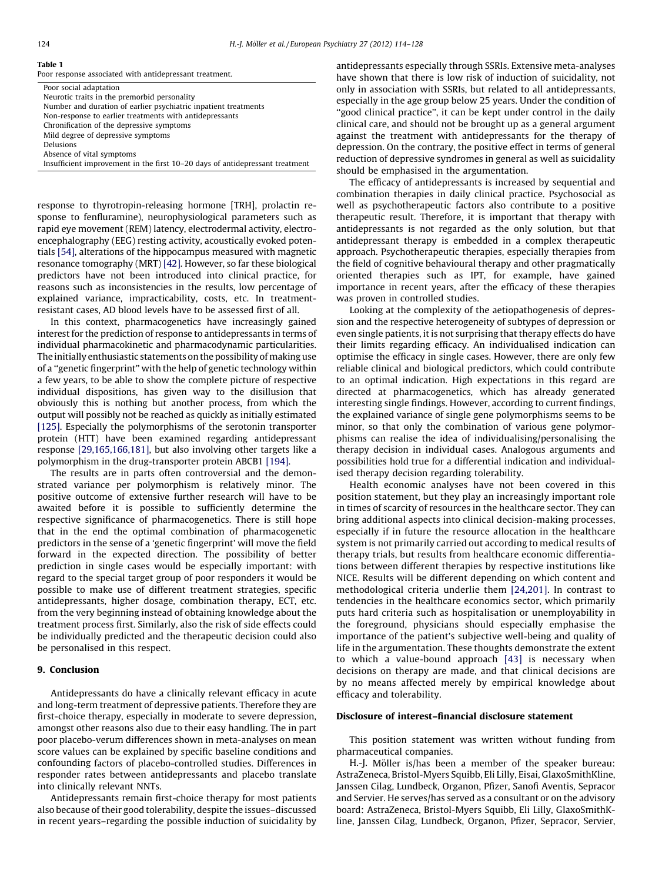**Table 1**
Poor response associated with antidepressant treatment.

| |
|---|
| Poor social adaptation |
| Neurotic traits in the premorbid personality |
| Number and duration of earlier psychiatric inpatient treatments |
| Non-response to earlier treatments with antidepressants |
| Chronification of the depressive symptoms |
| Mild degree of depressive symptoms |
| Delusions |
| Absence of vital symptoms |
| Insufficient improvement in the first 10–20 days of antidepressant treatment |

response to thyrotropin-releasing hormone [TRH], prolactin response to fenfluramine), neurophysiological parameters such as rapid eye movement (REM) latency, electrodermal activity, electroencephalography (EEG) resting activity, acoustically evoked potentials [54], alterations of the hippocampus measured with magnetic resonance tomography (MRT) [42]. However, so far these biological predictors have not been introduced into clinical practice, for reasons such as inconsistencies in the results, low percentage of explained variance, impracticability, costs, etc. In treatment-resistant cases, AD blood levels have to be assessed first of all.

In this context, pharmacogenetics have increasingly gained interest for the prediction of response to antidepressants in terms of individual pharmacokinetic and pharmacodynamic particularities. The initially enthusiastic statements on the possibility of making use of a "genetic fingerprint" with the help of genetic technology within a few years, to be able to show the complete picture of respective individual dispositions, has given way to the disillusion that obviously this is nothing but another process, from which the output will possibly not be reached as quickly as initially estimated [125]. Especially the polymorphisms of the serotonin transporter protein (HTT) have been examined regarding antidepressant response [29,165,166,181], but also involving other targets like a polymorphism in the drug-transporter protein ABCB1 [194].

The results are in parts often controversial and the demonstrated variance per polymorphism is relatively minor. The positive outcome of extensive further research will have to be awaited before it is possible to sufficiently determine the respective significance of pharmacogenetics. There is still hope that in the end the optimal combination of pharmacogenetic predictors in the sense of a 'genetic fingerprint' will move the field forward in the expected direction. The possibility of better prediction in single cases would be especially important: with regard to the special target group of poor responders it would be possible to make use of different treatment strategies, specific antidepressants, higher dosage, combination therapy, ECT, etc. from the very beginning instead of obtaining knowledge about the treatment process first. Similarly, also the risk of side effects could be individually predicted and the therapeutic decision could also be personalised in this respect.

## 9. Conclusion

Antidepressants do have a clinically relevant efficacy in acute and long-term treatment of depressive patients. Therefore they are first-choice therapy, especially in moderate to severe depression, amongst other reasons also due to their easy handling. The in part poor placebo-verum differences shown in meta-analyses on mean score values can be explained by specific baseline conditions and confounding factors of placebo-controlled studies. Differences in responder rates between antidepressants and placebo translate into clinically relevant NNTs.

Antidepressants remain first-choice therapy for most patients also because of their good tolerability, despite the issues–discussed in recent years–regarding the possible induction of suicidality by antidepressants especially through SSRIs. Extensive meta-analyses have shown that there is low risk of induction of suicidality, not only in association with SSRIs, but related to all antidepressants, especially in the age group below 25 years. Under the condition of "good clinical practice", it can be kept under control in the daily clinical care, and should not be brought up as a general argument against the treatment with antidepressants for the therapy of depression. On the contrary, the positive effect in terms of general reduction of depressive syndromes in general as well as suicidality should be emphasised in the argumentation.

The efficacy of antidepressants is increased by sequential and combination therapies in daily clinical practice. Psychosocial as well as psychotherapeutic factors also contribute to a positive therapeutic result. Therefore, it is important that therapy with antidepressants is not regarded as the only solution, but that antidepressant therapy is embedded in a complex therapeutic approach. Psychotherapeutic therapies, especially therapies from the field of cognitive behavioural therapy and other pragmatically oriented therapies such as IPT, for example, have gained importance in recent years, after the efficacy of these therapies was proven in controlled studies.

Looking at the complexity of the aetiopathogenesis of depression and the respective heterogeneity of subtypes of depression or even single patients, it is not surprising that therapy effects do have their limits regarding efficacy. An individualised indication can optimise the efficacy in single cases. However, there are only few reliable clinical and biological predictors, which could contribute to an optimal indication. High expectations in this regard are directed at pharmacogenetics, which has already generated interesting single findings. However, according to current findings, the explained variance of single gene polymorphisms seems to be minor, so that only the combination of various gene polymorphisms can realise the idea of individualising/personalising the therapy decision in individual cases. Analogous arguments and possibilities hold true for a differential indication and individualised therapy decision regarding tolerability.

Health economic analyses have not been covered in this position statement, but they play an increasingly important role in times of scarcity of resources in the healthcare sector. They can bring additional aspects into clinical decision-making processes, especially if in future the resource allocation in the healthcare system is not primarily carried out according to medical results of therapy trials, but results from healthcare economic differentiations between different therapies by respective institutions like NICE. Results will be different depending on which content and methodological criteria underlie them [24,201]. In contrast to tendencies in the healthcare economics sector, which primarily puts hard criteria such as hospitalisation or unemployability in the foreground, physicians should especially emphasise the importance of the patient's subjective well-being and quality of life in the argumentation. These thoughts demonstrate the extent to which a value-bound approach [43] is necessary when decisions on therapy are made, and that clinical decisions are by no means affected merely by empirical knowledge about efficacy and tolerability.

### Disclosure of interest–financial disclosure statement

This position statement was written without funding from pharmaceutical companies.

H.-J. Möller is/has been a member of the speaker bureau: AstraZeneca, Bristol-Myers Squibb, Eli Lilly, Eisai, GlaxoSmithKline, Janssen Cilag, Lundbeck, Organon, Pfizer, Sanofi Aventis, Sepracor and Servier. He serves/has served as a consultant or on the advisory board: AstraZeneca, Bristol-Myers Squibb, Eli Lilly, GlaxoSmithKline, Janssen Cilag, Lundbeck, Organon, Pfizer, Sepracor, Servier,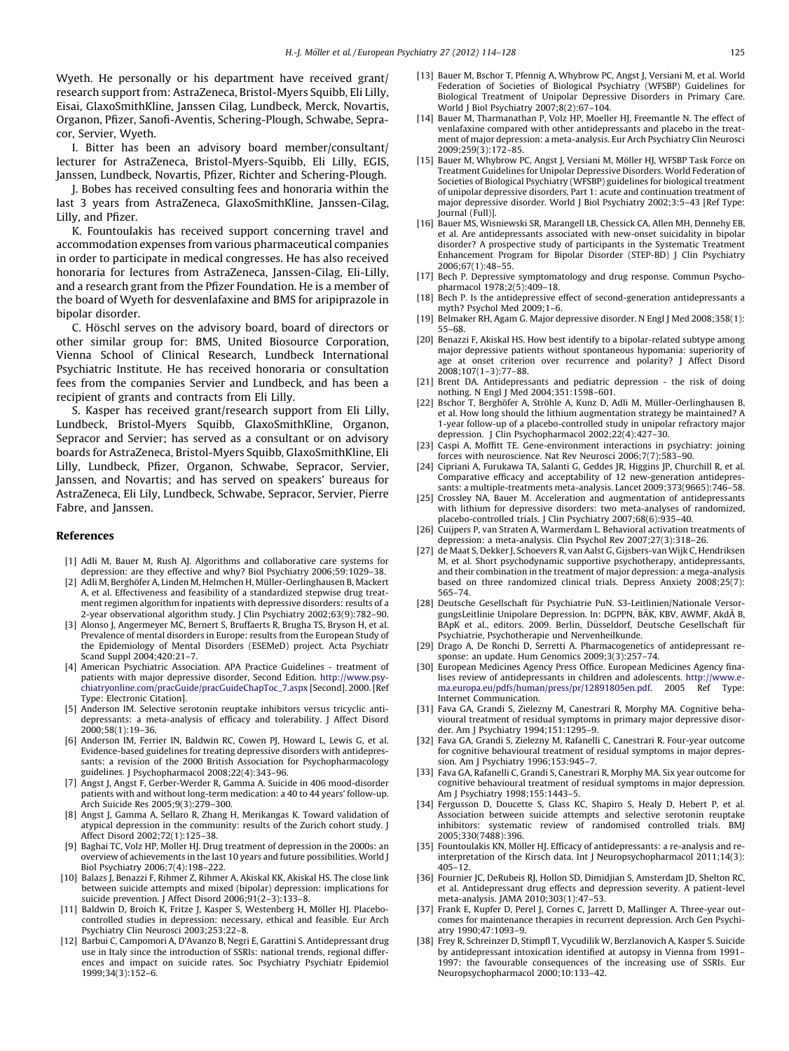Wyeth. He personally or his department have received grant/research support from: AstraZeneca, Bristol-Myers Squibb, Eli Lilly, Eisai, GlaxoSmithKline, Janssen Cilag, Lundbeck, Merck, Novartis, Organon, Pfizer, Sanofi-Aventis, Schering-Plough, Schwabe, Sepracor, Servier, Wyeth.

I. Bitter has been an advisory board member/consultant/lecturer for AstraZeneca, Bristol-Myers-Squibb, Eli Lilly, EGIS, Janssen, Lundbeck, Novartis, Pfizer, Richter and Schering-Plough.

J. Bobes has received consulting fees and honoraria within the last 3 years from AstraZeneca, GlaxoSmithKline, Janssen-Cilag, Lilly, and Pfizer.

K. Fountoulakis has received support concerning travel and accommodation expenses from various pharmaceutical companies in order to participate in medical congresses. He has also received honoraria for lectures from AstraZeneca, Janssen-Cilag, Eli-Lilly, and a research grant from the Pfizer Foundation. He is a member of the board of Wyeth for desvenlafaxine and BMS for aripiprazole in bipolar disorder.

C. Höschl serves on the advisory board, board of directors or other similar group for: BMS, United Biosource Corporation, Vienna School of Clinical Research, Lundbeck International Psychiatric Institute. He has received honoraria or consultation fees from the companies Servier and Lundbeck, and has been a recipient of grants and contracts from Eli Lilly.

S. Kasper has received grant/research support from Eli Lilly, Lundbeck, Bristol-Myers Squibb, GlaxoSmithKline, Organon, Sepracor and Servier; has served as a consultant or on advisory boards for AstraZeneca, Bristol-Myers Squibb, GlaxoSmithKline, Eli Lilly, Lundbeck, Pfizer, Organon, Schwabe, Sepracor, Servier, Janssen, and Novartis; and has served on speakers' bureaus for AstraZeneca, Eli Lily, Lundbeck, Schwabe, Sepracor, Servier, Pierre Fabre, and Janssen.

## References

[1] Adli M, Bauer M, Rush AJ. Algorithms and collaborative care systems for depression: are they effective and why? Biol Psychiatry 2006;59:1029–38.

[2] Adli M, Berghöfer A, Linden M, Helmchen H, Müller-Oerlinghausen B, Mackert A, et al. Effectiveness and feasibility of a standardized stepwise drug treatment regimen algorithm for inpatients with depressive disorders: results of a 2-year observational algorithm study. J Clin Psychiatry 2002;63(9):782–90.

[3] Alonso J, Angermeyer MC, Bernert S, Bruffaerts R, Brugha TS, Bryson H, et al. Prevalence of mental disorders in Europe: results from the European Study of the Epidemiology of Mental Disorders (ESEMeD) project. Acta Psychiatr Scand Suppl 2004;420:21–7.

[4] American Psychiatric Association. APA Practice Guidelines - treatment of patients with major depressive disorder, Second Edition. http://www.psychiatryonline.com/pracGuide/pracGuideChapToc_7.aspx [Second]. 2000. [Ref Type: Electronic Citation].

[5] Anderson IM. Selective serotonin reuptake inhibitors versus tricyclic antidepressants: a meta-analysis of efficacy and tolerability. J Affect Disord 2000;58(1):19–36.

[6] Anderson IM, Ferrier IN, Baldwin RC, Cowen PJ, Howard L, Lewis G, et al. Evidence-based guidelines for treating depressive disorders with antidepressants: a revision of the 2000 British Association for Psychopharmacology guidelines. J Psychopharmacol 2008;22(4):343–96.

[7] Angst J, Angst F, Gerber-Werder R, Gamma A. Suicide in 406 mood-disorder patients with and without long-term medication: a 40 to 44 years' follow-up. Arch Suicide Res 2005;9(3):279–300.

[8] Angst J, Gamma A, Sellaro R, Zhang H, Merikangas K. Toward validation of atypical depression in the community: results of the Zurich cohort study. J Affect Disord 2002;72(1):125–38.

[9] Baghai TC, Volz HP, Moller HJ. Drug treatment of depression in the 2000s: an overview of achievements in the last 10 years and future possibilities. World J Biol Psychiatry 2006;7(4):198–222.

[10] Balazs J, Benazzi F, Rihmer Z, Rihmer A, Akiskal KK, Akiskal HS. The close link between suicide attempts and mixed (bipolar) depression: implications for suicide prevention. J Affect Disord 2006;91(2–3):133–8.

[11] Baldwin D, Broich K, Fritze J, Kasper S, Westenberg H, Möller HJ. Placebo-controlled studies in depression: necessary, ethical and feasible. Eur Arch Psychiatry Clin Neurosci 2003;253:22–8.

[12] Barbui C, Campomori A, D'Avanzo B, Negri E, Garattini S. Antidepressant drug use in Italy since the introduction of SSRIs: national trends, regional differences and impact on suicide rates. Soc Psychiatry Psychiatr Epidemiol 1999;34(3):152–6.

[13] Bauer M, Bschor T, Pfennig A, Whybrow PC, Angst J, Versiani M, et al. World Federation of Societies of Biological Psychiatry (WFSBP) Guidelines for Biological Treatment of Unipolar Depressive Disorders in Primary Care. World J Biol Psychiatry 2007;8(2):67–104.

[14] Bauer M, Tharmanathan P, Volz HP, Moeller HJ, Freemantle N. The effect of venlafaxine compared with other antidepressants and placebo in the treatment of major depression: a meta-analysis. Eur Arch Psychiatry Clin Neurosci 2009;259(3):172–85.

[15] Bauer M, Whybrow PC, Angst J, Versiani M, Möller HJ, WFSBP Task Force on Treatment Guidelines for Unipolar Depressive Disorders. World Federation of Societies of Biological Psychiatry (WFSBP) guidelines for biological treatment of unipolar depressive disorders, Part 1: acute and continuation treatment of major depressive disorder. World J Biol Psychiatry 2002;3:5–43 [Ref Type: Journal (Full)].

[16] Bauer MS, Wisniewski SR, Marangell LB, Chessick CA, Allen MH, Dennehy EB, et al. Are antidepressants associated with new-onset suicidality in bipolar disorder? A prospective study of participants in the Systematic Treatment Enhancement Program for Bipolar Disorder (STEP-BD) J Clin Psychiatry 2006;67(1):48–55.

[17] Bech P. Depressive symptomatology and drug response. Commun Psychopharmacol 1978;2(5):409–18.

[18] Bech P. Is the antidepressive effect of second-generation antidepressants a myth? Psychol Med 2009;1–6.

[19] Belmaker RH, Agam G. Major depressive disorder. N Engl J Med 2008;358(1):55–68.

[20] Benazzi F, Akiskal HS. How best identify to a bipolar-related subtype among major depressive patients without spontaneous hypomania: superiority of age at onset criterion over recurrence and polarity? J Affect Disord 2008;107(1–3):77–88.

[21] Brent DA. Antidepressants and pediatric depression - the risk of doing nothing. N Engl J Med 2004;351:1598–601.

[22] Bschor T, Berghöfer A, Ströhle A, Kunz D, Adli M, Müller-Oerlinghausen B, et al. How long should the lithium augmentation strategy be maintained? A 1-year follow-up of a placebo-controlled study in unipolar refractory major depression. J Clin Psychopharmacol 2002;22(4):427–30.

[23] Caspi A, Moffitt TE. Gene-environment interactions in psychiatry: joining forces with neuroscience. Nat Rev Neurosci 2006;7(7):583–90.

[24] Cipriani A, Furukawa TA, Salanti G, Geddes JR, Higgins JP, Churchill R, et al. Comparative efficacy and acceptability of 12 new-generation antidepressants: a multiple-treatments meta-analysis. Lancet 2009;373(9665):746–58.

[25] Crossley NA, Bauer M. Acceleration and augmentation of antidepressants with lithium for depressive disorders: two meta-analyses of randomized, placebo-controlled trials. J Clin Psychiatry 2007;68(6):935–40.

[26] Cuijpers P, van Straten A, Warmerdam L. Behavioral activation treatments of depression: a meta-analysis. Clin Psychol Rev 2007;27(3):318–26.

[27] de Maat S, Dekker J, Schoevers R, van Aalst G, Gijsbers-van Wijk C, Hendriksen M, et al. Short psychodynamic supportive psychotherapy, antidepressants, and their combination in the treatment of major depression: a mega-analysis based on three randomized clinical trials. Depress Anxiety 2008;25(7):565–74.

[28] Deutsche Gesellschaft für Psychiatrie PuN. S3-Leitlinien/Nationale VersorgungsLeitlinie Unipolare Depression. In: DGPPN, BÄK, KBV, AWMF, AkdÄ B, BApK et al., editors. 2009. Berlin, Düsseldorf, Deutsche Gesellschaft für Psychiatrie, Psychotherapie und Nervenheilkunde.

[29] Drago A, De Ronchi D, Serretti A. Pharmacogenetics of antidepressant response: an update. Hum Genomics 2009;3(3):257–74.

[30] European Medicines Agency Press Office. European Medicines Agency finalises review of antidepressants in children and adolescents. http://www.ema.europa.eu/pdfs/human/press/pr/12891805en.pdf. 2005 Ref Type: Internet Communication.

[31] Fava GA, Grandi S, Zielezny M, Canestrari R, Morphy MA. Cognitive behavioural treatment of residual symptoms in primary major depressive disorder. Am J Psychiatry 1994;151:1295–9.

[32] Fava GA, Grandi S, Zielezny M, Rafanelli C, Canestrari R. Four-year outcome for cognitive behavioural treatment of residual symptoms in major depression. Am J Psychiatry 1996;153:945–7.

[33] Fava GA, Rafanelli C, Grandi S, Canestrari R, Morphy MA. Six year outcome for cognitive behavioural treatment of residual symptoms in major depression. Am J Psychiatry 1998;155:1443–5.

[34] Fergusson D, Doucette S, Glass KC, Shapiro S, Healy D, Hebert P, et al. Association between suicide attempts and selective serotonin reuptake inhibitors: systematic review of randomised controlled trials. BMJ 2005;330(7488):396.

[35] Fountoulakis KN, Möller HJ. Efficacy of antidepressants: a re-analysis and re-interpretation of the Kirsch data. Int J Neuropsychopharmacol 2011;14(3):405–12.

[36] Fournier JC, DeRubeis RJ, Hollon SD, Dimidjian S, Amsterdam JD, Shelton RC, et al. Antidepressant drug effects and depression severity. A patient-level meta-analysis. JAMA 2010;303(1):47–53.

[37] Frank E, Kupfer D, Perel J, Cornes C, Jarrett D, Mallinger A. Three-year outcomes for maintenance therapies in recurrent depression. Arch Gen Psychiatry 1990;47:1093–9.

[38] Frey R, Schreinzer D, Stimpfl T, Vycudilik W, Berzlanovich A, Kasper S. Suicide by antidepressant intoxication identified at autopsy in Vienna from 1991–1997: the favourable consequences of the increasing use of SSRIs. Eur Neuropsychopharmacol 2000;10:133–42.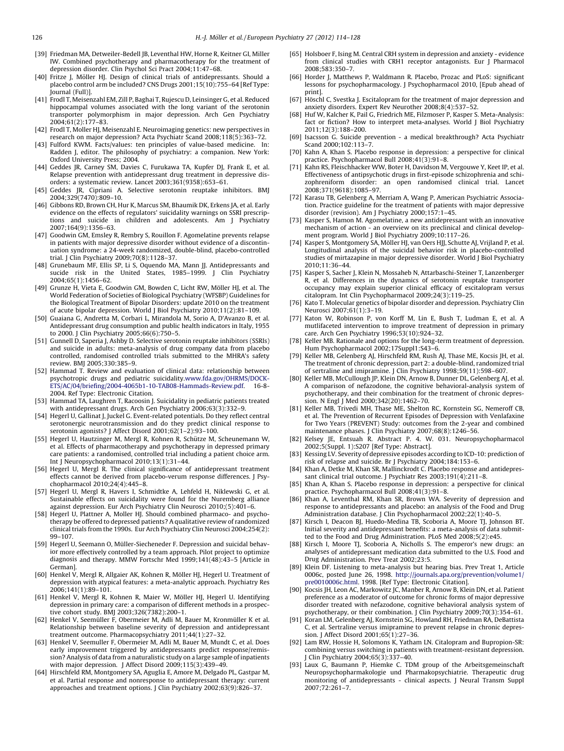[39] Friedman MA, Detweiler-Bedell JB, Leventhal HW, Horne R, Keitner GI, Miller IW. Combined psychotherapy and pharmacotherapy for the treatment of depression disorder. Clin Psychol Sci Pract 2004;11:47–68.

[40] Fritze J, Möller HJ. Design of clinical trials of antidepressants. Should a placebo control arm be included? CNS Drugs 2001;15(10):755–64 [Ref Type: Journal (Full)].

[41] Frodl T, Meisenzahl EM, Zill P, Baghai T, Rujescu D, Leinsinger G, et al. Reduced hippocampal volumes associated with the long variant of the serotonin transporter polymorphism in major depression. Arch Gen Psychiatry 2004;61(2):177–83.

[42] Frodl T, Moller HJ, Meisenzahl E. Neuroimaging genetics: new perspectives in research on major depression? Acta Psychiatr Scand 2008;118(5):363–72.

[43] Fulford KWM. Facts/values: ten principles of value-based medicine. In: Radden J, editor. The philosophy of psychiatry: a companion. New York: Oxford University Press; 2004.

[44] Geddes JR, Carney SM, Davies C, Furukawa TA, Kupfer DJ, Frank E, et al. Relapse prevention with antidepressant drug treatment in depressive disorders: a systematic review. Lancet 2003;361(9358):653–61.

[45] Geddes JR, Cipriani A. Selective serotonin reuptake inhibitors. BMJ 2004;329(7470):809–10.

[46] Gibbons RD, Brown CH, Hur K, Marcus SM, Bhaumik DK, Erkens JA, et al. Early evidence on the effects of regulators' suicidality warnings on SSRI prescriptions and suicide in children and adolescents. Am J Psychiatry 2007;164(9):1356–63.

[47] Goodwin GM, Emsley R, Rembry S, Rouillon F. Agomelatine prevents relapse in patients with major depressive disorder without evidence of a discontinuation syndrome: a 24-week randomized, double-blind, placebo-controlled trial. J Clin Psychiatry 2009;70(8):1128–37.

[48] Grunebaum MF, Ellis SP, Li S, Oquendo MA, Mann JJ. Antidepressants and sucide risk in the United States, 1985–1999. J Clin Psychiatry 2004;65(1):1456–62.

[49] Grunze H, Vieta E, Goodwin GM, Bowden C, Licht RW, Möller HJ, et al. The World Federation of Societies of Biological Psychiatry (WFSBP) Guidelines for the Biological Treatment of Bipolar Disorders: update 2010 on the treatment of acute bipolar depression. World J Biol Psychiatry 2010;11(2):81–109.

[50] Guaiana G, Andretta M, Corbari L, Mirandola M, Sorio A, D'Avanzo B, et al. Antidepressant drug consumption and public health indicators in Italy, 1955 to 2000. J Clin Psychiatry 2005;66(6):750–5.

[51] Gunnell D, Saperia J, Ashby D. Selective serotonin reuptake inhibitors (SSRIs) and suicide in adults: meta-analysis of drug company data from placebo controlled, randomised controlled trials submitted to the MHRA's safety review. BMJ 2005;330:385–9.

[52] Hammad T. Review and evaluation of clinical data: relationship between psychotropic drugs and pediatric suicidality.www.fda.gov/OHRMS/DOCKETS/AC/04/briefing/2004-4065b1-10-TAB08-Hammads-Review.pdf. 16-8-2004. Ref Type: Electronic Citation.

[53] Hammad TA, Laughren T, Racoosin J. Suicidality in pediatric patients treated with antidepressant drugs. Arch Gen Psychiatry 2006;63(3):332–9.

[54] Hegerl U, Gallinat J, Juckel G. Event-related potentials. Do they reflect central serotonergic neurotransmission and do they predict clinical response to serotonin agonists? J Affect Disord 2001;62(1–2):93–100.

[55] Hegerl U, Hautzinger M, Mergl R, Kohnen R, Schütze M, Scheunemann W, et al. Effects of pharmacotherapy and psychotherapy in depressed primary care patients: a randomised, controlled trial including a patient choice arm. Int J Neuropsychopharmacol 2010;13(1):31–44.

[56] Hegerl U, Mergl R. The clinical significance of antidepressant treatment effects cannot be derived from placebo-verum response differences. J Psychopharmacol 2010;24(4):445–8.

[57] Hegerl U, Mergl R, Havers I, Schmidtke A, Lehfeld H, Niklewski G, et al. Sustainable effects on suicidality were found for the Nuremberg alliance against depression. Eur Arch Psychiatry Clin Neurosci 2010;(5):401–6.

[58] Hegerl U, Plattner A, Moller HJ. Should combined pharmaco- and psychotherapy be offered to depressed patients? A qualitative review of randomized clinical trials from the 1990s. Eur Arch Psychiatry Clin Neurosci 2004;254(2): 99–107.

[59] Hegerl U, Seemann O, Müller-Siecheneder F. Depression and suicidal behavior more effectively controlled by a team approach. Pilot project to optimize diagnosis and therapy. MMW Fortschr Med 1999;141(48):43–5 [Article in German].

[60] Henkel V, Mergl R, Allgaier AK, Kohnen R, Möller HJ, Hegerl U. Treatment of depression with atypical features: a meta-analytic approach. Psychiatry Res 2006;141(1):89–101.

[61] Henkel V, Mergl R, Kohnen R, Maier W, Möller HJ, Hegerl U. Identifying depression in primary care: a comparison of different methods in a prospective cohort study. BMJ 2003;326(7382):200–1.

[62] Henkel V, Seemüller F, Obermeier M, Adli M, Bauer M, Kronmüller K et al. Relationship between baseline severity of depression and antidepressant treatment outcome. Pharmacopsychiatry 2011;44(1):27–32.

[63] Henkel V, Seemuller F, Obermeier M, Adli M, Bauer M, Mundt C, et al. Does early improvement triggered by antidepressants predict response/remission? Analysis of data from a naturalistic study on a large sample of inpatients with major depression. J Affect Disord 2009;115(3):439–49.

[64] Hirschfeld RM, Montgomery SA, Aguglia E, Amore M, Delgado PL, Gastpar M, et al. Partial response and nonresponse to antidepressant therapy: current approaches and treatment options. J Clin Psychiatry 2002;63(9):826–37.

[65] Holsboer F, Ising M. Central CRH system in depression and anxiety - evidence from clinical studies with CRH1 receptor antagonists. Eur J Pharmacol 2008;583:350–7.

[66] Horder J, Matthews P, Waldmann R. Placebo, Prozac and PLoS: significant lessons for psychopharmacology. J Psychopharmacol 2010, [Epub ahead of print].

[67] Höschl C, Svestka J. Escitalopram for the treatment of major depression and anxiety disorders. Expert Rev Neurother 2008;8(4):537–52.

[68] Huf W, Kalcher K, Pail G, Friedrich ME, Filzmoser P, Kasper S. Meta-Analysis: fact or fiction? How to interpret meta-analyses. World J Biol Psychiatry 2011;12(3):188–200.

[69] Isacsson G. Suicide prevention - a medical breakthrough? Acta Psychiatr Scand 2000;102:113–7.

[70] Kahn A, Khan S. Placebo response in depression: a perspective for clinical practice. Psychopharmacol Bull 2008;41(3):91–8.

[71] Kahn RS, Fleischhacker WW, Boter H, Davidson M, Vergouwe Y, Keet IP, et al. Effectiveness of antipsychotic drugs in first-episode schizophrenia and schizophreniform disorder: an open randomised clinical trial. Lancet 2008;371(9618):1085–97.

[72] Karasu TB, Gelenberg A, Merriam A, Wang P, American Psychiatric Association. Practice guideline for the treatment of patients with major depressive disorder (revision). Am J Psychiatry 2000;157:1–45.

[73] Kasper S, Hamon M. Agomelatine, a new antidepressant with an innovative mechanism of action - an overview on its preclinical and clinical development program. World J Biol Psychiatry 2009;10:117–26.

[74] Kasper S, Montgomery SA, Möller HJ, van Oers HJJ, Schutte AJ, Vrijland P, et al. Longitudinal analysis of the suicidal behavior risk in placebo-controlled studies of mirtazapine in major depressive disorder. World J Biol Psychiatry 2010;11:36–44.

[75] Kasper S, Sacher J, Klein N, Mossaheb N, Attarbaschi-Steiner T, Lanzenberger R, et al. Differences in the dynamics of serotonin reuptake transporter occupancy may explain superior clinical efficacy of escitalopram versus citalopram. Int Clin Psychopharmacol 2009;24(3):119–25.

[76] Kato T. Molecular genetics of bipolar disorder and depression. Psychiatry Clin Neurosci 2007;61(1):3–19.

[77] Katon W, Robinson P, von Korff M, Lin E, Bush T, Ludman E, et al. A mutlifaceted intervention to improve treatment of depression in primary care. Arch Gen Psychiatry 1996;53(10):924–32.

[78] Keller MB. Rationale and options for the long-term treatment of depression. Hum Psychopharmacol 2002;17Suppl1:S43–6.

[79] Keller MB, Gelenberg AJ, Hirschfeld RM, Rush AJ, Thase ME, Kocsis JH, et al. The treatment of chronic depression, part 2: a double-blind, randomized trial of sertraline and imipramine. J Clin Psychiatry 1998;59(11):598–607.

[80] Keller MB, McCullough JP, Klein DN, Arnow B, Dunner DL, Gelenberg AJ, et al. A comparison of nefazodone, the cognitive behavioral-analysis system of psychotherapy, and their combination for the treatment of chronic depression. N Engl J Med 2000;342(20):1462–70.

[81] Keller MB, Trivedi MH, Thase ME, Shelton RC, Kornstein SG, Nemeroff CB, et al. The Prevention of Recurrent Episodes of Depression with Venlafaxine for Two Years (PREVENT) Study: outcomes from the 2-year and combined maintenance phases. J Clin Psychiatry 2007;68(8):1246–56.

[82] Kelsey JE, Entsuah R. Abstract P. 4. W. 031. Neuropsychopharmacol 2002;5(Suppl. 1):S207 [Ref Type: Abstract].

[83] Kessing LV. Severity of depressive episodes according to ICD-10: prediction of risk of relapse and suicide. Br J Psychiatry 2004;184:153–6.

[84] Khan A, Detke M, Khan SR, Mallinckrodt C. Placebo response and antidepressant clinical trial outcome. J Psychiatr Res 2003;191(4):211–8.

[85] Khan A, Khan S. Placebo response in depression: a perspective for clinical practice. Psychopharmacol Bull 2008;41(3):91–8.

[86] Khan A, Leventhal RM, Khan SR, Brown WA. Severity of depression and response to antidepressants and placebo: an analysis of the Food and Drug Administration database. J Clin Psychopharmacol 2002;22(1):40–5.

[87] Kirsch I, Deacon BJ, Huedo-Medina TB, Scoboria A, Moore TJ, Johnson BT. Initial severity and antidepressant benefits: a meta-analysis of data submitted to the Food and Drug Administration. PLoS Med 2008;5(2):e45.

[88] Kirsch I, Moore TJ, Scoboria A, Nicholls S. The emperor's new drugs: an analyses of antidepressant medication data submitted to the U.S. Food and Drug Administration. Prev Treat 2002;23:5.

[89] Klein DF. Listening to meta-analysis but hearing bias. Prev Treat 1, Article 0006c, posted June 26, 1998. http://journals.apa.org/prevention/volume1/pre0010006c.html. 1998. [Ref Type: Electronic Citation].

[90] Kocsis JH, Leon AC, Markowitz JC, Manber R, Arnow B, Klein DN, et al. Patient preference as a moderator of outcome for chronic forms of major depressive disorder treated with nefazodone, cognitive behavioral analysis system of psychotherapy, or their combination. J Clin Psychiatry 2009;70(3):354–61.

[91] Koran LM, Gelenberg AJ, Kornstein SG, Howland RH, Friedman RA, DeBattista C, et al. Sertraline versus imipramine to prevent relapse in chronic depression. J Affect Disord 2001;65(1):27–36.

[92] Lam RW, Hossie H, Solomons K, Yatham LN. Citalopram and Bupropion-SR: combining versus switching in patients with treatment-resistant depression. J Clin Psychiatry 2004;65(3):337–40.

[93] Laux G, Baumann P, Hiemke C. TDM group of the Arbeitsgemeinschaft Neuropsychopharmakologie und Pharmakopsychiatrie. Therapeutic drug monitoring of antidepressants - clinical aspects. J Neural Transm Suppl 2007;72:261–7.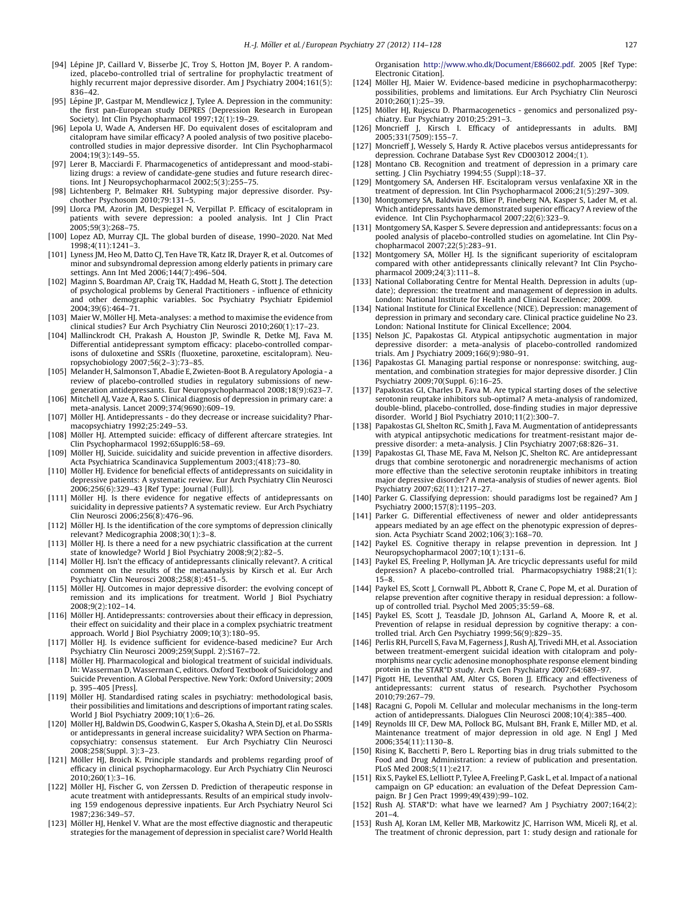[94] Lépine JP, Caillard V, Bisserbe JC, Troy S, Hotton JM, Boyer P. A randomized, placebo-controlled trial of sertraline for prophylactic treatment of highly recurrent major depressive disorder. Am J Psychiatry 2004;161(5): 836–42.

[95] Lépine JP, Gastpar M, Mendlewicz J, Tylee A. Depression in the community: the first pan-European study DEPRES (Depression Research in European Society). Int Clin Psychopharmacol 1997;12(1):19–29.

[96] Lepola U, Wade A, Andersen HF. Do equivalent doses of escitalopram and citalopram have similar efficacy? A pooled analysis of two positive placebo-controlled studies in major depressive disorder. Int Clin Psychopharmacol 2004;19(3):149–55.

[97] Lerer B, Macciardi F. Pharmacogenetics of antidepressant and mood-stabilizing drugs: a review of candidate-gene studies and future research directions. Int J Neuropsychopharmacol 2002;5(3):255–75.

[98] Lichtenberg P, Belmaker RH. Subtyping major depressive disorder. Psychother Psychosom 2010;79:131–5.

[99] Llorca PM, Azorin JM, Despiegel N, Verpillat P. Efficacy of escitalopram in patients with severe depression: a pooled analysis. Int J Clin Pract 2005;59(3):268–75.

[100] Lopez AD, Murray CJL. The global burden of disease, 1990–2020. Nat Med 1998;4(11):1241–3.

[101] Lyness JM, Heo M, Datto CJ, Ten Have TR, Katz IR, Drayer R, et al. Outcomes of minor and subsyndromal depression among elderly patients in primary care settings. Ann Int Med 2006;144(7):496–504.

[102] Maginn S, Boardman AP, Craig TK, Haddad M, Heath G, Stott J. The detection of psychological problems by General Practitioners - influence of ethnicity and other demographic variables. Soc Psychiatry Psychiatr Epidemiol 2004;39(6):464–71.

[103] Maier W, Möller HJ. Meta-analyses: a method to maximise the evidence from clinical studies? Eur Arch Psychiatry Clin Neurosci 2010;260(1):17–23.

[104] Mallinckrodt CH, Prakash A, Houston JP, Swindle R, Detke MJ, Fava M. Differential antidepressant symptom efficacy: placebo-controlled comparisons of duloxetine and SSRIs (fluoxetine, paroxetine, escitalopram). Neuropsychobiology 2007;56(2–3):73–85.

[105] Melander H, Salmonson T, Abadie E, Zwieten-Boot B. A regulatory Apologia - a review of placebo-controlled studies in regulatory submissions of new-generation antidepressants. Eur Neuropsychopharmacol 2008;18(9):623–7.

[106] Mitchell AJ, Vaze A, Rao S. Clinical diagnosis of depression in primary care: a meta-analysis. Lancet 2009;374(9690):609–19.

[107] Möller HJ. Antidepressants - do they decrease or increase suicidality? Pharmacopsychiatry 1992;25:249–53.

[108] Möller HJ. Attempted suicide: efficacy of different aftercare strategies. Int Clin Psychopharmacol 1992;6Suppl6:58–69.

[109] Möller HJ, Suicide. suicidality and suicide prevention in affective disorders. Acta Psychiatrica Scandinavica Supplementum 2003;(418):73–80.

[110] Möller HJ. Evidence for beneficial effects of antidepressants on suicidality in depressive patients: A systematic review. Eur Arch Psychiatry Clin Neurosci 2006;256(6):329–43 [Ref Type: Journal (Full)].

[111] Möller HJ. Is there evidence for negative effects of antidepressants on suicidality in depressive patients? A systematic review. Eur Arch Psychiatry Clin Neurosci 2006;256(8):476–96.

[112] Möller HJ. Is the identification of the core symptoms of depression clinically relevant? Medicographia 2008;30(1):3–8.

[113] Möller HJ. Is there a need for a new psychiatric classification at the current state of knowledge? World J Biol Psychiatry 2008;9(2):82–5.

[114] Möller HJ. Isn't the efficacy of antidepressants clinically relevant?. A critical comment on the results of the metaanalysis by Kirsch et al. Eur Arch Psychiatry Clin Neurosci 2008;258(8):451–5.

[115] Möller HJ. Outcomes in major depressive disorder: the evolving concept of remission and its implications for treatment. World J Biol Psychiatry 2008;9(2):102–14.

[116] Möller HJ. Antidepressants: controversies about their efficacy in depression, their effect on suicidality and their place in a complex psychiatric treatment approach. World J Biol Psychiatry 2009;10(3):180–95.

[117] Möller HJ. Is evidence sufficient for evidence-based medicine? Eur Arch Psychiatry Clin Neurosci 2009;259(Suppl. 2):S167–72.

[118] Möller HJ. Pharmacological and biological treatment of suicidal individuals. In: Wasserman D, Wasserman C, editors. Oxford Textbook of Suicidology and Suicide Prevention. A Global Perspective. New York: Oxford University; 2009 p. 395–405 [Press].

[119] Möller HJ. Standardised rating scales in psychiatry: methodological basis, their possibilities and limitations and descriptions of important rating scales. World J Biol Psychiatry 2009;10(1):6–26.

[120] Möller HJ, Baldwin DS, Goodwin G, Kasper S, Okasha A, Stein DJ, et al. Do SSRIs or antidepressants in general increase suicidality? WPA Section on Pharmacopsychiatry: consensus statement. Eur Arch Psychiatry Clin Neurosci 2008;258(Suppl. 3):3–23.

[121] Möller HJ, Broich K. Principle standards and problems regarding proof of efficacy in clinical psychopharmacology. Eur Arch Psychiatry Clin Neurosci 2010;260(1):3–16.

[122] Möller HJ, Fischer G, von Zerssen D. Prediction of therapeutic response in acute treatment with antidepressants. Results of an empirical study involving 159 endogenous depressive inpatients. Eur Arch Psychiatry Neurol Sci 1987;236:349–57.

[123] Möller HJ, Henkel V. What are the most effective diagnostic and therapeutic strategies for the management of depression in specialist care? World Health Organisation http://www.who.dk/Document/E86602.pdf. 2005 [Ref Type: Electronic Citation].

[124] Möller HJ, Maier W. Evidence-based medicine in psychopharmacotherpy: possibilities, problems and limitations. Eur Arch Psychiatry Clin Neurosci 2010;260(1):25–39.

[125] Möller HJ, Rujescu D. Pharmacogenetics - genomics and personalized psychiatry. Eur Psychiatry 2010;25:291–3.

[126] Moncrieff J, Kirsch I. Efficacy of antidepressants in adults. BMJ 2005;331(7509):155–7.

[127] Moncrieff J, Wessely S, Hardy R. Active placebos versus antidepressants for depression. Cochrane Database Syst Rev CD003012 2004;(1).

[128] Montano CB. Recognition and treatment of depression in a primary care setting. J Clin Psychiatry 1994;55 (Suppl):18–37.

[129] Montgomery SA, Andersen HF. Escitalopram versus venlafaxine XR in the treatment of depression. Int Clin Psychopharmacol 2006;21(5):297–309.

[130] Montgomery SA, Baldwin DS, Blier P, Fineberg NA, Kasper S, Lader M, et al. Which antidepressants have demonstrated superior efficacy? A review of the evidence. Int Clin Psychopharmacol 2007;22(6):323–9.

[131] Montgomery SA, Kasper S. Severe depression and antidepressants: focus on a pooled analysis of placebo-controlled studies on agomelatine. Int Clin Psychopharmacol 2007;22(5):283–91.

[132] Montgomery SA, Möller HJ. Is the significant superiority of escitalopram compared with other antidepressants clinically relevant? Int Clin Psychopharmacol 2009;24(3):111–8.

[133] National Collaborating Centre for Mental Health. Depression in adults (update); depression: the treatment and management of depression in adults. London: National Institute for Health and Clinical Excellence; 2009.

[134] National Institute for Clinical Excellence (NICE). Depression: management of depression in primary and secondary care. Clinical practice guideline No 23. London: National Institute for Clinical Excellence; 2004.

[135] Nelson JC, Papakostas GI. Atypical antipsychotic augmentation in major depressive disorder: a meta-analysis of placebo-controlled randomized trials. Am J Psychiatry 2009;166(9):980–91.

[136] Papakostas GI. Managing partial response or nonresponse: switching, augmentation, and combination strategies for major depressive disorder. J Clin Psychiatry 2009;70(Suppl. 6):16–25.

[137] Papakostas GI, Charles D, Fava M. Are typical starting doses of the selective serotonin reuptake inhibitors sub-optimal? A meta-analysis of randomized, double-blind, placebo-controlled, dose-finding studies in major depressive disorder. World J Biol Psychiatry 2010;11(2):300–7.

[138] Papakostas GI, Shelton RC, Smith J, Fava M. Augmentation of antidepressants with atypical antipsychotic medications for treatment-resistant major depressive disorder: a meta-analysis. J Clin Psychiatry 2007;68:826–31.

[139] Papakostas GI, Thase ME, Fava M, Nelson JC, Shelton RC. Are antidepressant drugs that combine serotonergic and noradrenergic mechanisms of action more effective than the selective serotonin reuptake inhibitors in treating major depressive disorder? A meta-analysis of studies of newer agents. Biol Psychiatry 2007;62(11):1217–27.

[140] Parker G. Classifying depression: should paradigms lost be regained? Am J Psychiatry 2000;157(8):1195–203.

[141] Parker G. Differential effectiveness of newer and older antidepressants appears mediated by an age effect on the phenotypic expression of depression. Acta Psychiatr Scand 2002;106(3):168–70.

[142] Paykel ES. Cognitive therapy in relapse prevention in depression. Int J Neuropsychopharmacol 2007;10(1):131–6.

[143] Paykel ES, Freeling P, Hollyman JA. Are tricyclic depressants useful for mild depression? A placebo-controlled trial. Pharmacopsychiatry 1988;21(1): 15–8.

[144] Paykel ES, Scott J, Cornwall PL, Abbott R, Crane C, Pope M, et al. Duration of relapse prevention after cognitive therapy in residual depression: a follow-up of controlled trial. Psychol Med 2005;35:59–68.

[145] Paykel ES, Scott J, Teasdale JD, Johnson AL, Garland A, Moore R, et al. Prevention of relapse in residual depression by cognitive therapy: a controlled trial. Arch Gen Psychiatry 1999;56(9):829–35.

[146] Perlis RH, Purcell S, Fava M, Fagerness J, Rush AJ, Trivedi MH, et al. Association between treatment-emergent suicidal ideation with citalopram and polymorphisms near cyclic adenosine monophosphate response element binding protein in the STAR*D study. Arch Gen Psychiatry 2007;64:689–97.

[147] Pigott HE, Leventhal AM, Alter GS, Boren JJ. Efficacy and effectiveness of antidepressants: current status of research. Psychother Psychosom 2010;79:267–79.

[148] Racagni G, Popoli M. Cellular and molecular mechanisms in the long-term action of antidepressants. Dialogues Clin Neurosci 2008;10(4):385–400.

[149] Reynolds III CF, Dew MA, Pollock BG, Mulsant BH, Frank E, Miller MD, et al. Maintenance treatment of major depression in old age. N Engl J Med 2006;354(11):1130–8.

[150] Rising K, Bacchetti P, Bero L. Reporting bias in drug trials submitted to the Food and Drug Administration: a review of publication and presentation. PLoS Med 2008;5(11):e217.

[151] Rix S, Paykel ES, Lelliott P, Tylee A, Freeling P, Gask L, et al. Impact of a national campaign on GP education: an evaluation of the Defeat Depression Campaign. Br J Gen Pract 1999;49(439):99–102.

[152] Rush AJ. STAR*D: what have we learned? Am J Psychiatry 2007;164(2): 201–4.

[153] Rush AJ, Koran LM, Keller MB, Markowitz JC, Harrison WM, Miceli RJ, et al. The treatment of chronic depression, part 1: study design and rationale for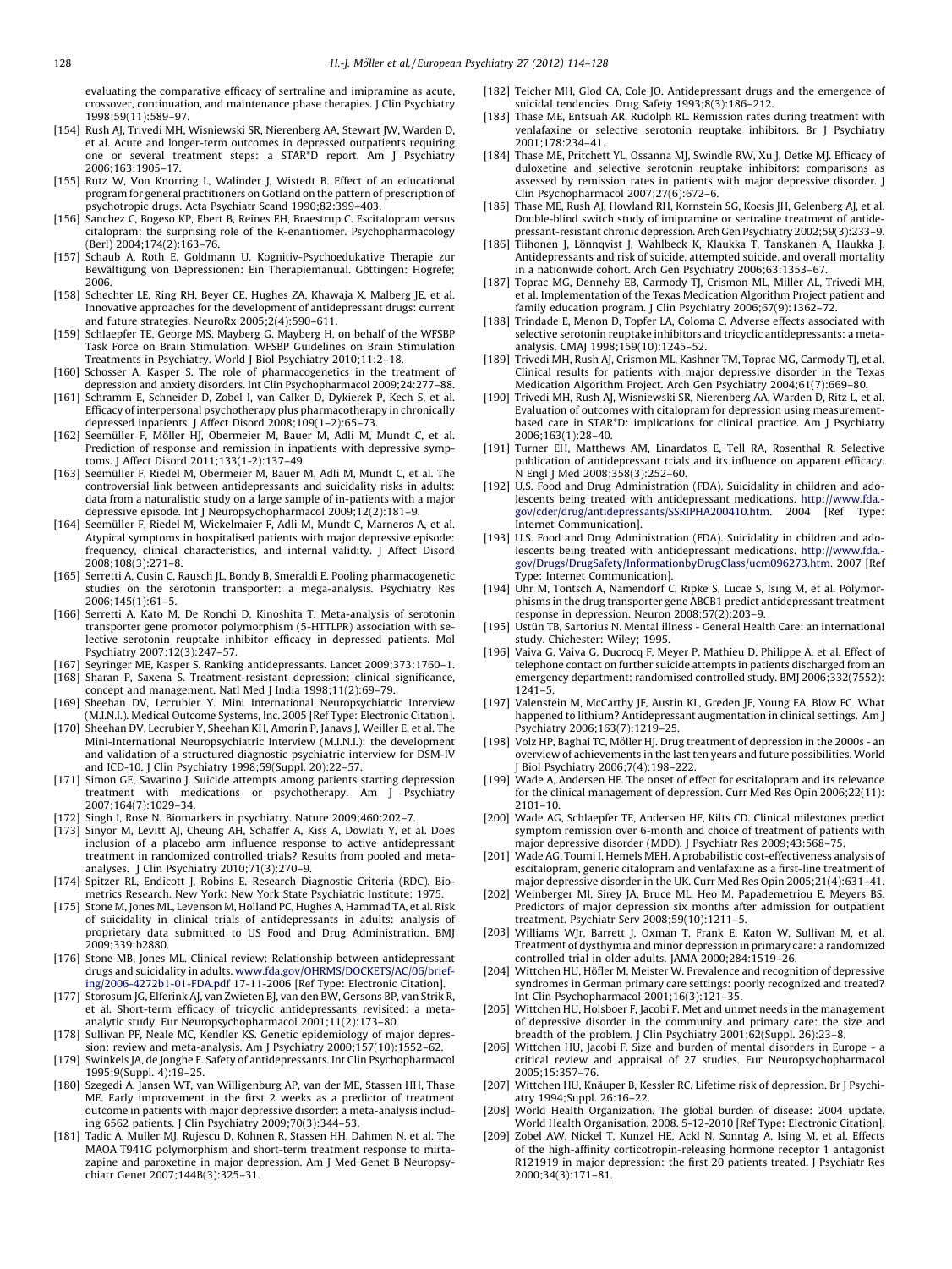evaluating the comparative efficacy of sertraline and imipramine as acute, crossover, continuation, and maintenance phase therapies. J Clin Psychiatry 1998;59(11):589–97.

[154] Rush AJ, Trivedi MH, Wisniewski SR, Nierenberg AA, Stewart JW, Warden D, et al. Acute and longer-term outcomes in depressed outpatients requiring one or several treatment steps: a STAR*D report. Am J Psychiatry 2006;163:1905–17.

[155] Rutz W, Von Knorring L, Walinder J, Wistedt B. Effect of an educational program for general practitioners on Gotland on the pattern of prescription of psychotropic drugs. Acta Psychiatr Scand 1990;82:399–403.

[156] Sanchez C, Bogeso KP, Ebert B, Reines EH, Braestrup C. Escitalopram versus citalopram: the surprising role of the R-enantiomer. Psychopharmacology (Berl) 2004;174(2):163–76.

[157] Schaub A, Roth E, Goldmann U. Kognitiv-Psychoedukative Therapie zur Bewältigung von Depressionen: Ein Therapiemanual. Göttingen: Hogrefe; 2006.

[158] Schechter LE, Ring RH, Beyer CE, Hughes ZA, Khawaja X, Malberg JE, et al. Innovative approaches for the development of antidepressant drugs: current and future strategies. NeuroRx 2005;2(4):590–611.

[159] Schlaepfer TE, George MS, Mayberg G, Mayberg H, on behalf of the WFSBP Task Force on Brain Stimulation. WFSBP Guidelines on Brain Stimulation Treatments in Psychiatry. World J Biol Psychiatry 2010;11:2–18.

[160] Schosser A, Kasper S. The role of pharmacogenetics in the treatment of depression and anxiety disorders. Int Clin Psychopharmacol 2009;24:277–88.

[161] Schramm E, Schneider D, Zobel I, van Calker D, Dykierek P, Kech S, et al. Efficacy of interpersonal psychotherapy plus pharmacotherapy in chronically depressed inpatients. J Affect Disord 2008;109(1–2):65–73.

[162] Seemüller F, Möller HJ, Obermeier M, Bauer M, Adli M, Mundt C, et al. Prediction of response and remission in inpatients with depressive symptoms. J Affect Disord 2011;133(1-2):137–49.

[163] Seemüller F, Riedel M, Obermeier M, Bauer M, Adli M, Mundt C, et al. The controversial link between antidepressants and suicidality risks in adults: data from a naturalistic study on a large sample of in-patients with a major depressive episode. Int J Neuropsychopharmacol 2009;12(2):181–9.

[164] Seemüller F, Riedel M, Wickelmaier F, Adli M, Mundt C, Marneros A, et al. Atypical symptoms in hospitalised patients with major depressive episode: frequency, clinical characteristics, and internal validity. J Affect Disord 2008;108(3):271–8.

[165] Serretti A, Cusin C, Rausch JL, Bondy B, Smeraldi E. Pooling pharmacogenetic studies on the serotonin transporter: a mega-analysis. Psychiatry Res 2006;145(1):61–5.

[166] Serretti A, Kato M, De Ronchi D, Kinoshita T. Meta-analysis of serotonin transporter gene promotor polymorphism (5-HTTLPR) association with selective serotonin reuptake inhibitor efficacy in depressed patients. Mol Psychiatry 2007;12(3):247–57.

[167] Seyringer ME, Kasper S. Ranking antidepressants. Lancet 2009;373:1760–1.

[168] Sharan P, Saxena S. Treatment-resistant depression: clinical significance, concept and management. Natl Med J India 1998;11(2):69–79.

[169] Sheehan DV, Lecrubier Y. Mini International Neuropsychiatric Interview (M.I.N.I.). Medical Outcome Systems, Inc. 2005 [Ref Type: Electronic Citation].

[170] Sheehan DV, Lecrubier Y, Sheehan KH, Amorin P, Janavs J, Weiller E, et al. The Mini-International Neuropsychiatric Interview (M.I.N.I.): the development and validation of a structured diagnostic psychiatric interview for DSM-IV and ICD-10. J Clin Psychiatry 1998;59(Suppl. 20):22–57.

[171] Simon GE, Savarino J. Suicide attempts among patients starting depression treatment with medications or psychotherapy. Am J Psychiatry 2007;164(7):1029–34.

[172] Singh I, Rose N. Biomarkers in psychiatry. Nature 2009;460:202–7.

[173] Sinyor M, Levitt AJ, Cheung AH, Schaffer A, Kiss A, Dowlati Y, et al. Does inclusion of a placebo arm influence response to active antidepressant treatment in randomized controlled trials? Results from pooled and meta-analyses. J Clin Psychiatry 2010;71(3):270–9.

[174] Spitzer RL, Endicott J, Robins E. Research Diagnostic Criteria (RDC). Biometrics Research. New York: New York State Psychiatric Institute; 1975.

[175] Stone M, Jones ML, Levenson M, Holland PC, Hughes A, Hammad TA, et al. Risk of suicidality in clinical trials of antidepressants in adults: analysis of proprietary data submitted to US Food and Drug Administration. BMJ 2009;339:b2880.

[176] Stone MB, Jones ML. Clinical review: Relationship between antidepressant drugs and suicidality in adults. www.fda.gov/OHRMS/DOCKETS/AC/06/briefing/2006-4272b1-01-FDA.pdf 17-11-2006 [Ref Type: Electronic Citation].

[177] Storosum JG, Elferink AJ, van Zwieten BJ, van den BW, Gersons BP, van Strik R, et al. Short-term efficacy of tricyclic antidepressants revisited: a meta-analytic study. Eur Neuropsychopharmacol 2001;11(2):173–80.

[178] Sullivan PF, Neale MC, Kendler KS. Genetic epidemiology of major depression: review and meta-analysis. Am J Psychiatry 2000;157(10):1552–62.

[179] Swinkels JA, de Jonghe F. Safety of antidepressants. Int Clin Psychopharmacol 1995;9(Suppl. 4):19–25.

[180] Szegedi A, Jansen WT, van Willigenburg AP, van der ME, Stassen HH, Thase ME. Early improvement in the first 2 weeks as a predictor of treatment outcome in patients with major depressive disorder: a meta-analysis including 6562 patients. J Clin Psychiatry 2009;70(3):344–53.

[181] Tadic A, Muller MJ, Rujescu D, Kohnen R, Stassen HH, Dahmen N, et al. The MAOA T941G polymorphism and short-term treatment response to mirtazapine and paroxetine in major depression. Am J Med Genet B Neuropsychiatr Genet 2007;144B(3):325–31.

[182] Teicher MH, Glod CA, Cole JO. Antidepressant drugs and the emergence of suicidal tendencies. Drug Safety 1993;8(3):186–212.

[183] Thase ME, Entsuah AR, Rudolph RL. Remission rates during treatment with venlafaxine or selective serotonin reuptake inhibitors. Br J Psychiatry 2001;178:234–41.

[184] Thase ME, Pritchett YL, Ossanna MJ, Swindle RW, Xu J, Detke MJ. Efficacy of duloxetine and selective serotonin reuptake inhibitors: comparisons as assessed by remission rates in patients with major depressive disorder. J Clin Psychopharmacol 2007;27(6):672–6.

[185] Thase ME, Rush AJ, Howland RH, Kornstein SG, Kocsis JH, Gelenberg AJ, et al. Double-blind switch study of imipramine or sertraline treatment of antidepressant-resistant chronic depression. Arch Gen Psychiatry 2002;59(3):233–9.

[186] Tiihonen J, Lönnqvist J, Wahlbeck K, Klaukka T, Tanskanen A, Haukka J. Antidepressants and risk of suicide, attempted suicide, and overall mortality in a nationwide cohort. Arch Gen Psychiatry 2006;63:1353–67.

[187] Toprac MG, Dennehy EB, Carmody TJ, Crismon ML, Miller AL, Trivedi MH, et al. Implementation of the Texas Medication Algorithm Project patient and family education program. J Clin Psychiatry 2006;67(9):1362–72.

[188] Trindade E, Menon D, Topfer LA, Coloma C. Adverse effects associated with selective serotonin reuptake inhibitors and tricyclic antidepressants: a meta-analysis. CMAJ 1998;159(10):1245–52.

[189] Trivedi MH, Rush AJ, Crismon ML, Kashner TM, Toprac MG, Carmody TJ, et al. Clinical results for patients with major depressive disorder in the Texas Medication Algorithm Project. Arch Gen Psychiatry 2004;61(7):669–80.

[190] Trivedi MH, Rush AJ, Wisniewski SR, Nierenberg AA, Warden D, Ritz L, et al. Evaluation of outcomes with citalopram for depression using measurement-based care in STAR*D: implications for clinical practice. Am J Psychiatry 2006;163(1):28–40.

[191] Turner EH, Matthews AM, Linardatos E, Tell RA, Rosenthal R. Selective publication of antidepressant trials and its influence on apparent efficacy. N Engl J Med 2008;358(3):252–60.

[192] U.S. Food and Drug Administration (FDA). Suicidality in children and adolescents being treated with antidepressant medications. http://www.fda.gov/cder/drug/antidepressants/SSRIPHA200410.htm. 2004 [Ref Type: Internet Communication].

[193] U.S. Food and Drug Administration (FDA). Suicidality in children and adolescents being treated with antidepressant medications. http://www.fda.gov/Drugs/DrugSafety/InformationbyDrugClass/ucm096273.htm. 2007 [Ref Type: Internet Communication].

[194] Uhr M, Tontsch A, Namendorf C, Ripke S, Lucae S, Ising M, et al. Polymorphisms in the drug transporter gene ABCB1 predict antidepressant treatment response in depression. Neuron 2008;57(2):203–9.

[195] Ustün TB, Sartorius N. Mental illness - General Health Care: an international study. Chichester: Wiley; 1995.

[196] Vaiva G, Vaiva G, Ducrocq F, Meyer P, Mathieu D, Philippe A, et al. Effect of telephone contact on further suicide attempts in patients discharged from an emergency department: randomised controlled study. BMJ 2006;332(7552): 1241–5.

[197] Valenstein M, McCarthy JF, Austin KL, Greden JF, Young EA, Blow FC. What happened to lithium? Antidepressant augmentation in clinical settings. Am J Psychiatry 2006;163(7):1219–25.

[198] Volz HP, Baghai TC, Möller HJ. Drug treatment of depression in the 2000s - an overview of achievements in the last ten years and future possibilities. World J Biol Psychiatry 2006;7(4):198–222.

[199] Wade A, Andersen HF. The onset of effect for escitalopram and its relevance for the clinical management of depression. Curr Med Res Opin 2006;22(11): 2101–10.

[200] Wade AG, Schlaepfer TE, Andersen HF, Kilts CD. Clinical milestones predict symptom remission over 6-month and choice of treatment of patients with major depressive disorder (MDD). J Psychiatr Res 2009;43:568–75.

[201] Wade AG, Toumi I, Hemels MEH. A probabilistic cost-effectiveness analysis of escitalopram, generic citalopram and venlafaxine as a first-line treatment of major depressive disorder in the UK. Curr Med Res Opin 2005;21(4):631–41.

[202] Weinberger MI, Sirey JA, Bruce ML, Heo M, Papademetriou E, Meyers BS. Predictors of major depression six months after admission for outpatient treatment. Psychiatr Serv 2008;59(10):1211–5.

[203] Williams WJr, Barrett J, Oxman T, Frank E, Katon W, Sullivan M, et al. Treatment of dysthymia and minor depression in primary care: a randomized controlled trial in older adults. JAMA 2000;284:1519–26.

[204] Wittchen HU, Höfler M, Meister W. Prevalence and recognition of depressive syndromes in German primary care settings: poorly recognized and treated? Int Clin Psychopharmacol 2001;16(3):121–35.

[205] Wittchen HU, Holsboer F, Jacobi F. Met and unmet needs in the management of depressive disorder in the community and primary care: the size and breadth of the problem. J Clin Psychiatry 2001;62(Suppl. 26):23–8.

[206] Wittchen HU, Jacobi F. Size and burden of mental disorders in Europe - a critical review and appraisal of 27 studies. Eur Neuropsychopharmacol 2005;15:357–76.

[207] Wittchen HU, Knäuper B, Kessler RC. Lifetime risk of depression. Br J Psychiatry 1994;Suppl. 26:16–22.

[208] World Health Organization. The global burden of disease: 2004 update. World Health Organisation. 2008. 5-12-2010 [Ref Type: Electronic Citation].

[209] Zobel AW, Nickel T, Kunzel HE, Ackl N, Sonntag A, Ising M, et al. Effects of the high-affinity corticotropin-releasing hormone receptor 1 antagonist R121919 in major depression: the first 20 patients treated. J Psychiatr Res 2000;34(3):171–81.